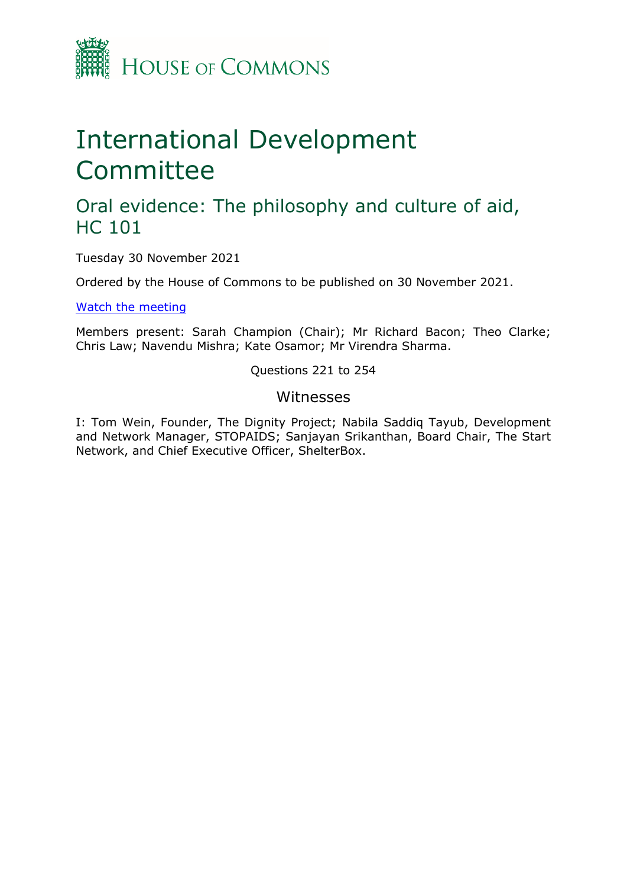HOUSE OF COMMONS

# International Development Committee

## Oral evidence: The philosophy and culture of aid, HC 101

Tuesday 30 November 2021

Ordered by the House of Commons to be published on 30 November 2021.

[Watch the meeting](#)

Members present: Sarah Champion (Chair); Mr Richard Bacon; Theo Clarke; Chris Law; Navendu Mishra; Kate Osamor; Mr Virendra Sharma.

Questions 221 to 254

### Witnesses

I: Tom Wein, Founder, The Dignity Project; Nabila Saddiq Tayub, Development and Network Manager, STOPAIDS; Sanjayan Srikanthan, Board Chair, The Start Network, and Chief Executive Officer, ShelterBox.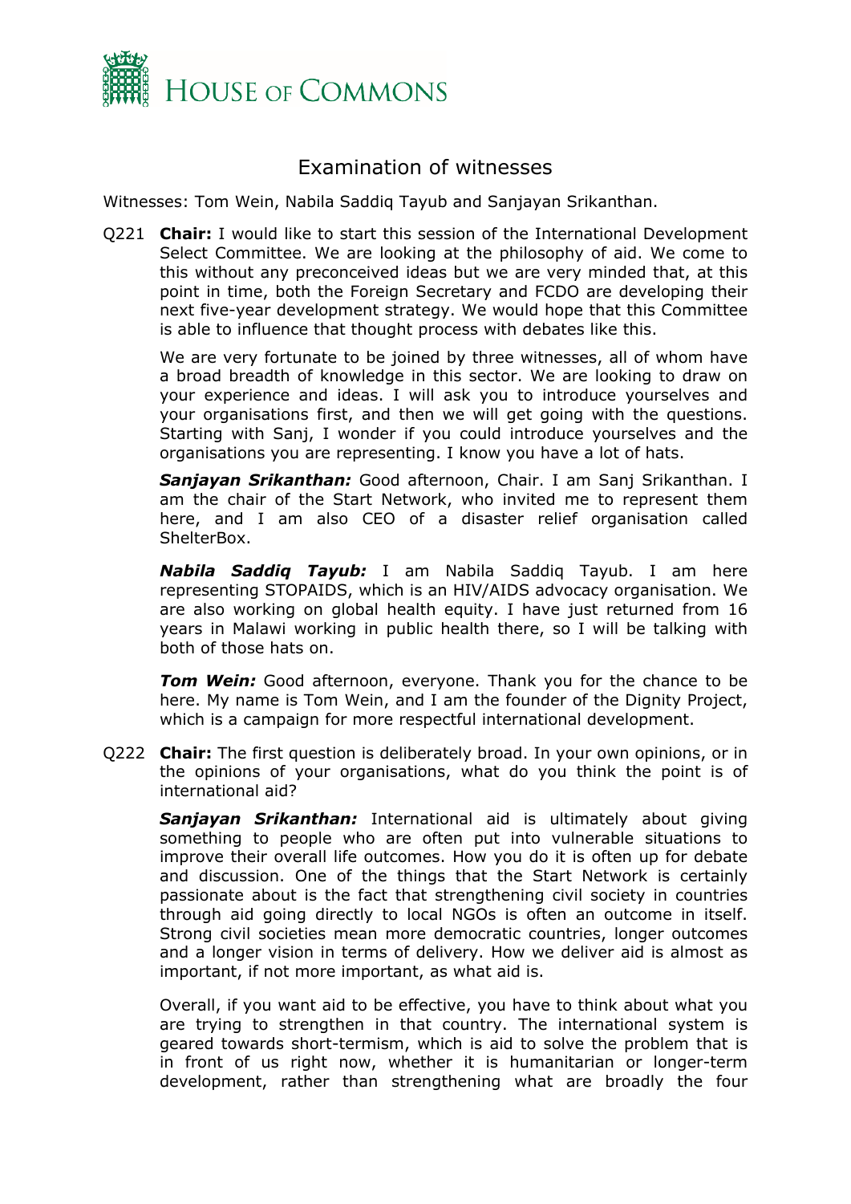# Examination of witnesses

Witnesses: Tom Wein, Nabila Saddiq Tayub and Sanjayan Srikanthan.

Q221 **Chair:** I would like to start this session of the International Development Select Committee. We are looking at the philosophy of aid. We come to this without any preconceived ideas but we are very minded that, at this point in time, both the Foreign Secretary and FCDO are developing their next five-year development strategy. We would hope that this Committee is able to influence that thought process with debates like this.

We are very fortunate to be joined by three witnesses, all of whom have a broad breadth of knowledge in this sector. We are looking to draw on your experience and ideas. I will ask you to introduce yourselves and your organisations first, and then we will get going with the questions. Starting with Sanj, I wonder if you could introduce yourselves and the organisations you are representing. I know you have a lot of hats.

***Sanjayan Srikanthan:*** Good afternoon, Chair. I am Sanj Srikanthan. I am the chair of the Start Network, who invited me to represent them here, and I am also CEO of a disaster relief organisation called ShelterBox.

***Nabila Saddiq Tayub:*** I am Nabila Saddiq Tayub. I am here representing STOPAIDS, which is an HIV/AIDS advocacy organisation. We are also working on global health equity. I have just returned from 16 years in Malawi working in public health there, so I will be talking with both of those hats on.

***Tom Wein:*** Good afternoon, everyone. Thank you for the chance to be here. My name is Tom Wein, and I am the founder of the Dignity Project, which is a campaign for more respectful international development.

Q222 **Chair:** The first question is deliberately broad. In your own opinions, or in the opinions of your organisations, what do you think the point is of international aid?

***Sanjayan Srikanthan:*** International aid is ultimately about giving something to people who are often put into vulnerable situations to improve their overall life outcomes. How you do it is often up for debate and discussion. One of the things that the Start Network is certainly passionate about is the fact that strengthening civil society in countries through aid going directly to local NGOs is often an outcome in itself. Strong civil societies mean more democratic countries, longer outcomes and a longer vision in terms of delivery. How we deliver aid is almost as important, if not more important, as what aid is.

Overall, if you want aid to be effective, you have to think about what you are trying to strengthen in that country. The international system is geared towards short-termism, which is aid to solve the problem that is in front of us right now, whether it is humanitarian or longer-term development, rather than strengthening what are broadly the four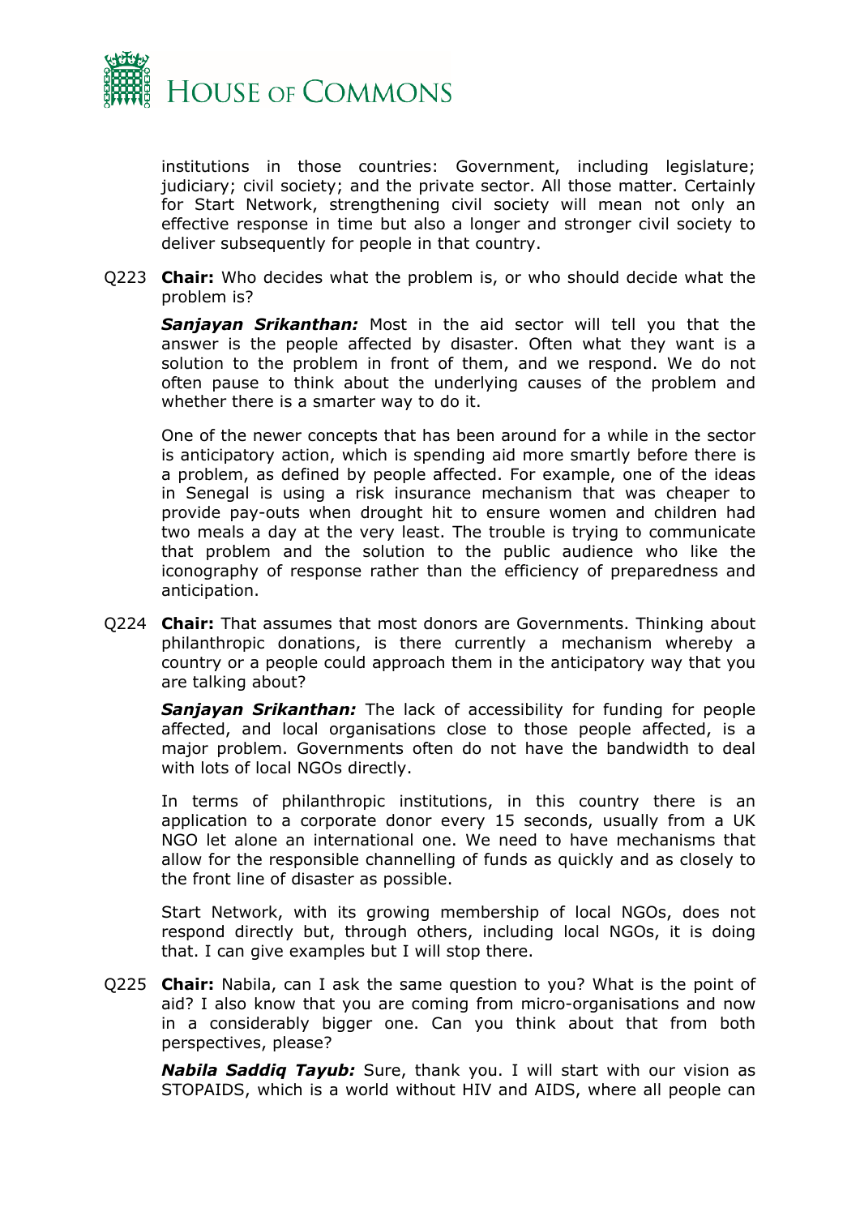institutions in those countries: Government, including legislature; judiciary; civil society; and the private sector. All those matter. Certainly for Start Network, strengthening civil society will mean not only an effective response in time but also a longer and stronger civil society to deliver subsequently for people in that country.

Q223 **Chair:** Who decides what the problem is, or who should decide what the problem is?

***Sanjayan Srikanthan:*** Most in the aid sector will tell you that the answer is the people affected by disaster. Often what they want is a solution to the problem in front of them, and we respond. We do not often pause to think about the underlying causes of the problem and whether there is a smarter way to do it.

One of the newer concepts that has been around for a while in the sector is anticipatory action, which is spending aid more smartly before there is a problem, as defined by people affected. For example, one of the ideas in Senegal is using a risk insurance mechanism that was cheaper to provide pay-outs when drought hit to ensure women and children had two meals a day at the very least. The trouble is trying to communicate that problem and the solution to the public audience who like the iconography of response rather than the efficiency of preparedness and anticipation.

Q224 **Chair:** That assumes that most donors are Governments. Thinking about philanthropic donations, is there currently a mechanism whereby a country or a people could approach them in the anticipatory way that you are talking about?

***Sanjayan Srikanthan:*** The lack of accessibility for funding for people affected, and local organisations close to those people affected, is a major problem. Governments often do not have the bandwidth to deal with lots of local NGOs directly.

In terms of philanthropic institutions, in this country there is an application to a corporate donor every 15 seconds, usually from a UK NGO let alone an international one. We need to have mechanisms that allow for the responsible channelling of funds as quickly and as closely to the front line of disaster as possible.

Start Network, with its growing membership of local NGOs, does not respond directly but, through others, including local NGOs, it is doing that. I can give examples but I will stop there.

Q225 **Chair:** Nabila, can I ask the same question to you? What is the point of aid? I also know that you are coming from micro-organisations and now in a considerably bigger one. Can you think about that from both perspectives, please?

***Nabila Saddiq Tayub:*** Sure, thank you. I will start with our vision as STOPAIDS, which is a world without HIV and AIDS, where all people can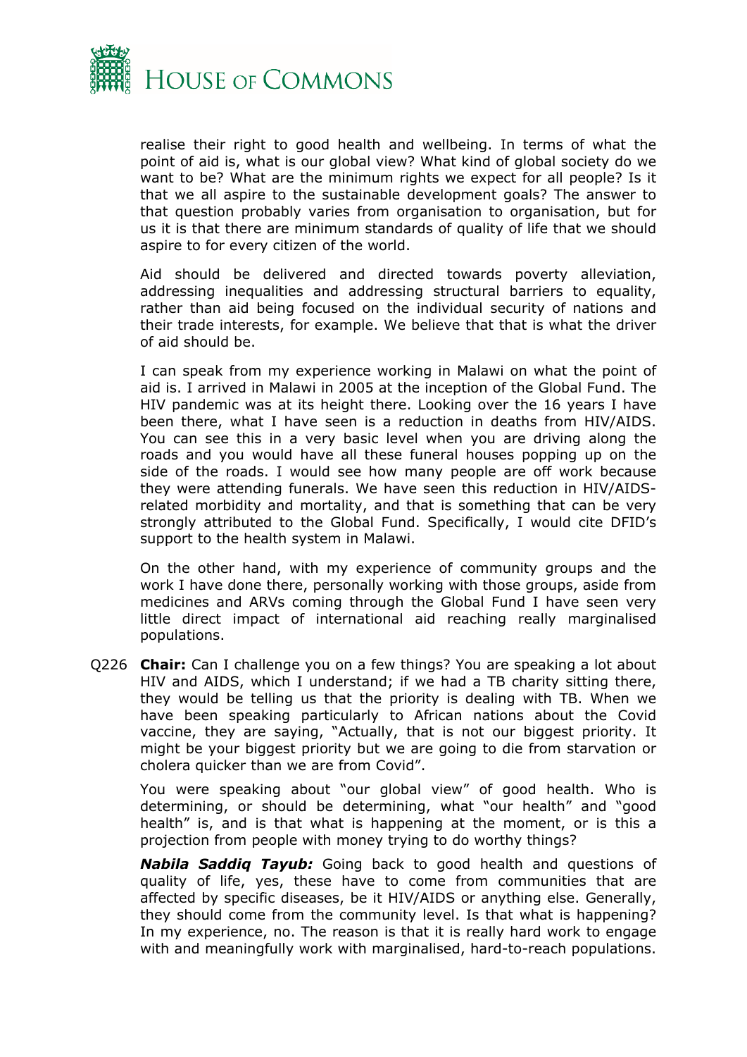realise their right to good health and wellbeing. In terms of what the point of aid is, what is our global view? What kind of global society do we want to be? What are the minimum rights we expect for all people? Is it that we all aspire to the sustainable development goals? The answer to that question probably varies from organisation to organisation, but for us it is that there are minimum standards of quality of life that we should aspire to for every citizen of the world.

Aid should be delivered and directed towards poverty alleviation, addressing inequalities and addressing structural barriers to equality, rather than aid being focused on the individual security of nations and their trade interests, for example. We believe that that is what the driver of aid should be.

I can speak from my experience working in Malawi on what the point of aid is. I arrived in Malawi in 2005 at the inception of the Global Fund. The HIV pandemic was at its height there. Looking over the 16 years I have been there, what I have seen is a reduction in deaths from HIV/AIDS. You can see this in a very basic level when you are driving along the roads and you would have all these funeral houses popping up on the side of the roads. I would see how many people are off work because they were attending funerals. We have seen this reduction in HIV/AIDS-related morbidity and mortality, and that is something that can be very strongly attributed to the Global Fund. Specifically, I would cite DFID's support to the health system in Malawi.

On the other hand, with my experience of community groups and the work I have done there, personally working with those groups, aside from medicines and ARVs coming through the Global Fund I have seen very little direct impact of international aid reaching really marginalised populations.

Q226 **Chair:** Can I challenge you on a few things? You are speaking a lot about HIV and AIDS, which I understand; if we had a TB charity sitting there, they would be telling us that the priority is dealing with TB. When we have been speaking particularly to African nations about the Covid vaccine, they are saying, "Actually, that is not our biggest priority. It might be your biggest priority but we are going to die from starvation or cholera quicker than we are from Covid".

You were speaking about "our global view" of good health. Who is determining, or should be determining, what "our health" and "good health" is, and is that what is happening at the moment, or is this a projection from people with money trying to do worthy things?

***Nabila Saddiq Tayub:*** Going back to good health and questions of quality of life, yes, these have to come from communities that are affected by specific diseases, be it HIV/AIDS or anything else. Generally, they should come from the community level. Is that what is happening? In my experience, no. The reason is that it is really hard work to engage with and meaningfully work with marginalised, hard-to-reach populations.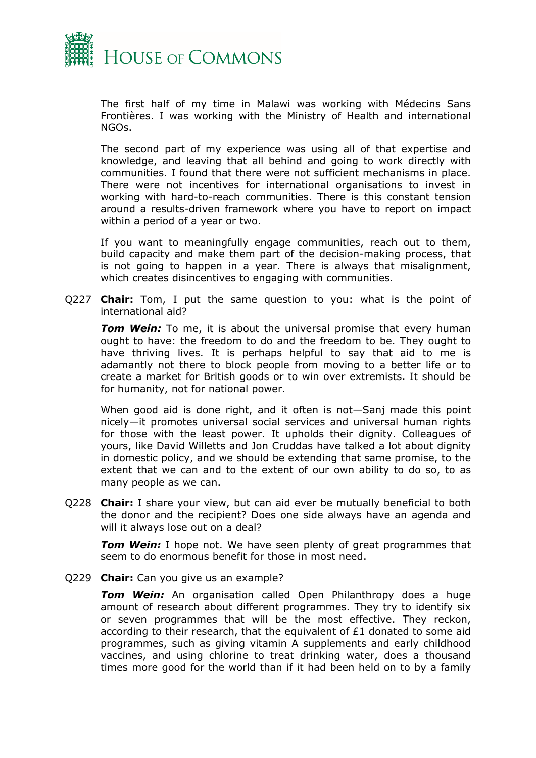The first half of my time in Malawi was working with Médecins Sans Frontières. I was working with the Ministry of Health and international NGOs.

The second part of my experience was using all of that expertise and knowledge, and leaving that all behind and going to work directly with communities. I found that there were not sufficient mechanisms in place. There were not incentives for international organisations to invest in working with hard-to-reach communities. There is this constant tension around a results-driven framework where you have to report on impact within a period of a year or two.

If you want to meaningfully engage communities, reach out to them, build capacity and make them part of the decision-making process, that is not going to happen in a year. There is always that misalignment, which creates disincentives to engaging with communities.

Q227 **Chair:** Tom, I put the same question to you: what is the point of international aid?

***Tom Wein:*** To me, it is about the universal promise that every human ought to have: the freedom to do and the freedom to be. They ought to have thriving lives. It is perhaps helpful to say that aid to me is adamantly not there to block people from moving to a better life or to create a market for British goods or to win over extremists. It should be for humanity, not for national power.

When good aid is done right, and it often is not—Sanj made this point nicely—it promotes universal social services and universal human rights for those with the least power. It upholds their dignity. Colleagues of yours, like David Willetts and Jon Cruddas have talked a lot about dignity in domestic policy, and we should be extending that same promise, to the extent that we can and to the extent of our own ability to do so, to as many people as we can.

Q228 **Chair:** I share your view, but can aid ever be mutually beneficial to both the donor and the recipient? Does one side always have an agenda and will it always lose out on a deal?

***Tom Wein:*** I hope not. We have seen plenty of great programmes that seem to do enormous benefit for those in most need.

Q229 **Chair:** Can you give us an example?

***Tom Wein:*** An organisation called Open Philanthropy does a huge amount of research about different programmes. They try to identify six or seven programmes that will be the most effective. They reckon, according to their research, that the equivalent of £1 donated to some aid programmes, such as giving vitamin A supplements and early childhood vaccines, and using chlorine to treat drinking water, does a thousand times more good for the world than if it had been held on to by a family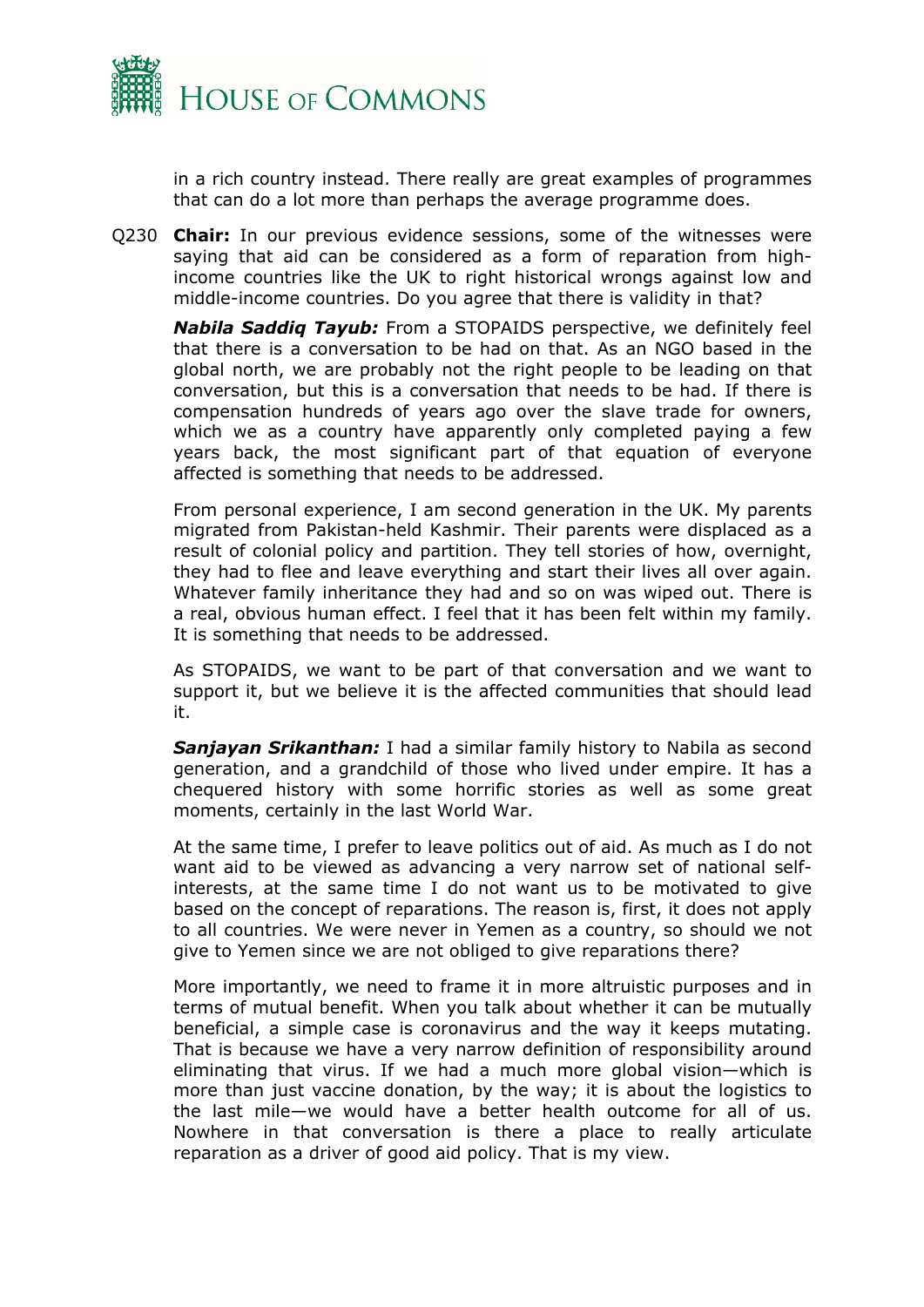in a rich country instead. There really are great examples of programmes that can do a lot more than perhaps the average programme does.

Q230 **Chair:** In our previous evidence sessions, some of the witnesses were saying that aid can be considered as a form of reparation from high-income countries like the UK to right historical wrongs against low and middle-income countries. Do you agree that there is validity in that?

***Nabila Saddiq Tayub:*** From a STOPAIDS perspective, we definitely feel that there is a conversation to be had on that. As an NGO based in the global north, we are probably not the right people to be leading on that conversation, but this is a conversation that needs to be had. If there is compensation hundreds of years ago over the slave trade for owners, which we as a country have apparently only completed paying a few years back, the most significant part of that equation of everyone affected is something that needs to be addressed.

From personal experience, I am second generation in the UK. My parents migrated from Pakistan-held Kashmir. Their parents were displaced as a result of colonial policy and partition. They tell stories of how, overnight, they had to flee and leave everything and start their lives all over again. Whatever family inheritance they had and so on was wiped out. There is a real, obvious human effect. I feel that it has been felt within my family. It is something that needs to be addressed.

As STOPAIDS, we want to be part of that conversation and we want to support it, but we believe it is the affected communities that should lead it.

***Sanjayan Srikanthan:*** I had a similar family history to Nabila as second generation, and a grandchild of those who lived under empire. It has a chequered history with some horrific stories as well as some great moments, certainly in the last World War.

At the same time, I prefer to leave politics out of aid. As much as I do not want aid to be viewed as advancing a very narrow set of national self-interests, at the same time I do not want us to be motivated to give based on the concept of reparations. The reason is, first, it does not apply to all countries. We were never in Yemen as a country, so should we not give to Yemen since we are not obliged to give reparations there?

More importantly, we need to frame it in more altruistic purposes and in terms of mutual benefit. When you talk about whether it can be mutually beneficial, a simple case is coronavirus and the way it keeps mutating. That is because we have a very narrow definition of responsibility around eliminating that virus. If we had a much more global vision—which is more than just vaccine donation, by the way; it is about the logistics to the last mile—we would have a better health outcome for all of us. Nowhere in that conversation is there a place to really articulate reparation as a driver of good aid policy. That is my view.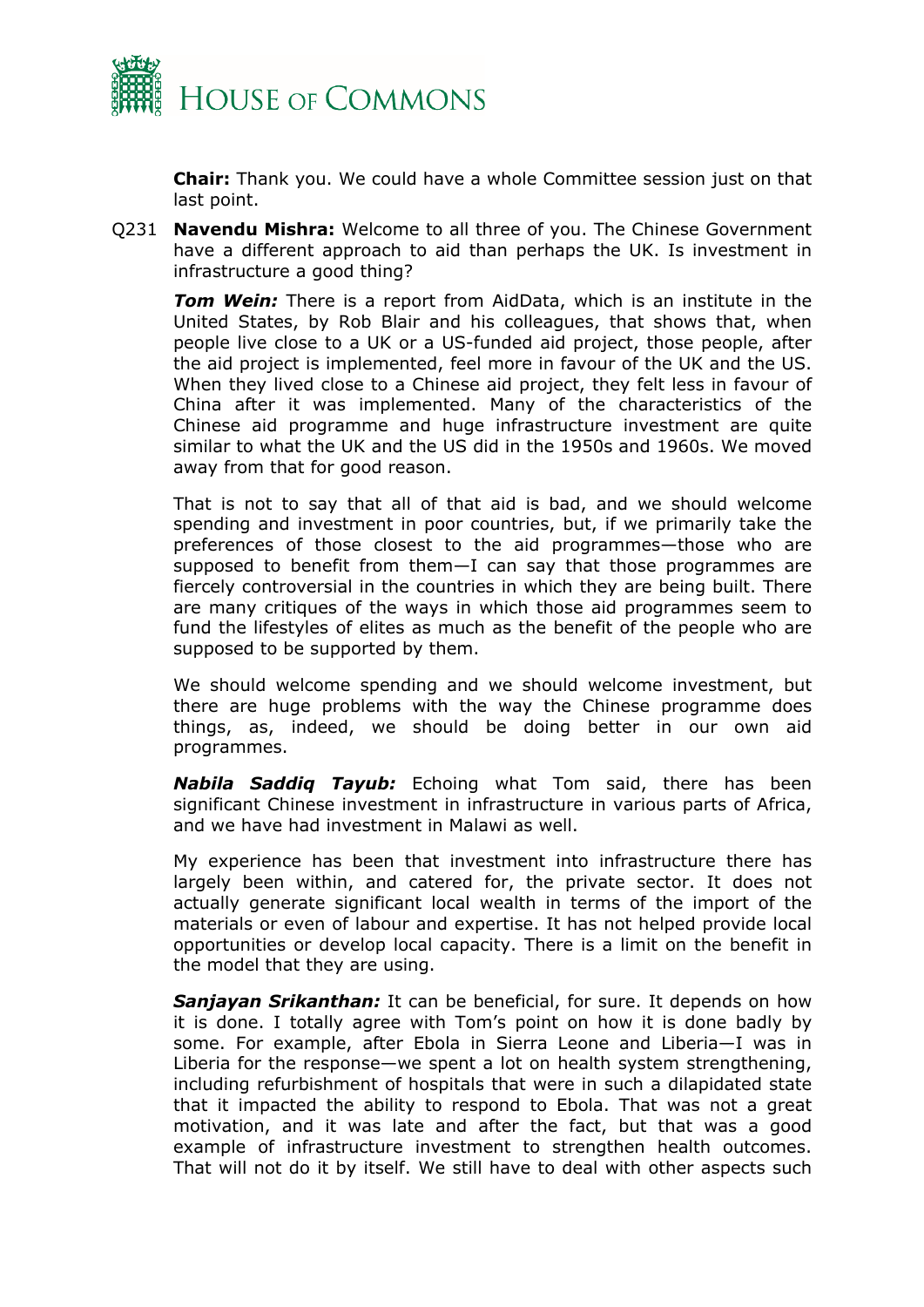**Chair:** Thank you. We could have a whole Committee session just on that last point.

Q231 **Navendu Mishra:** Welcome to all three of you. The Chinese Government have a different approach to aid than perhaps the UK. Is investment in infrastructure a good thing?

***Tom Wein:*** There is a report from AidData, which is an institute in the United States, by Rob Blair and his colleagues, that shows that, when people live close to a UK or a US-funded aid project, those people, after the aid project is implemented, feel more in favour of the UK and the US. When they lived close to a Chinese aid project, they felt less in favour of China after it was implemented. Many of the characteristics of the Chinese aid programme and huge infrastructure investment are quite similar to what the UK and the US did in the 1950s and 1960s. We moved away from that for good reason.

That is not to say that all of that aid is bad, and we should welcome spending and investment in poor countries, but, if we primarily take the preferences of those closest to the aid programmes—those who are supposed to benefit from them—I can say that those programmes are fiercely controversial in the countries in which they are being built. There are many critiques of the ways in which those aid programmes seem to fund the lifestyles of elites as much as the benefit of the people who are supposed to be supported by them.

We should welcome spending and we should welcome investment, but there are huge problems with the way the Chinese programme does things, as, indeed, we should be doing better in our own aid programmes.

***Nabila Saddiq Tayub:*** Echoing what Tom said, there has been significant Chinese investment in infrastructure in various parts of Africa, and we have had investment in Malawi as well.

My experience has been that investment into infrastructure there has largely been within, and catered for, the private sector. It does not actually generate significant local wealth in terms of the import of the materials or even of labour and expertise. It has not helped provide local opportunities or develop local capacity. There is a limit on the benefit in the model that they are using.

***Sanjayan Srikanthan:*** It can be beneficial, for sure. It depends on how it is done. I totally agree with Tom's point on how it is done badly by some. For example, after Ebola in Sierra Leone and Liberia—I was in Liberia for the response—we spent a lot on health system strengthening, including refurbishment of hospitals that were in such a dilapidated state that it impacted the ability to respond to Ebola. That was not a great motivation, and it was late and after the fact, but that was a good example of infrastructure investment to strengthen health outcomes. That will not do it by itself. We still have to deal with other aspects such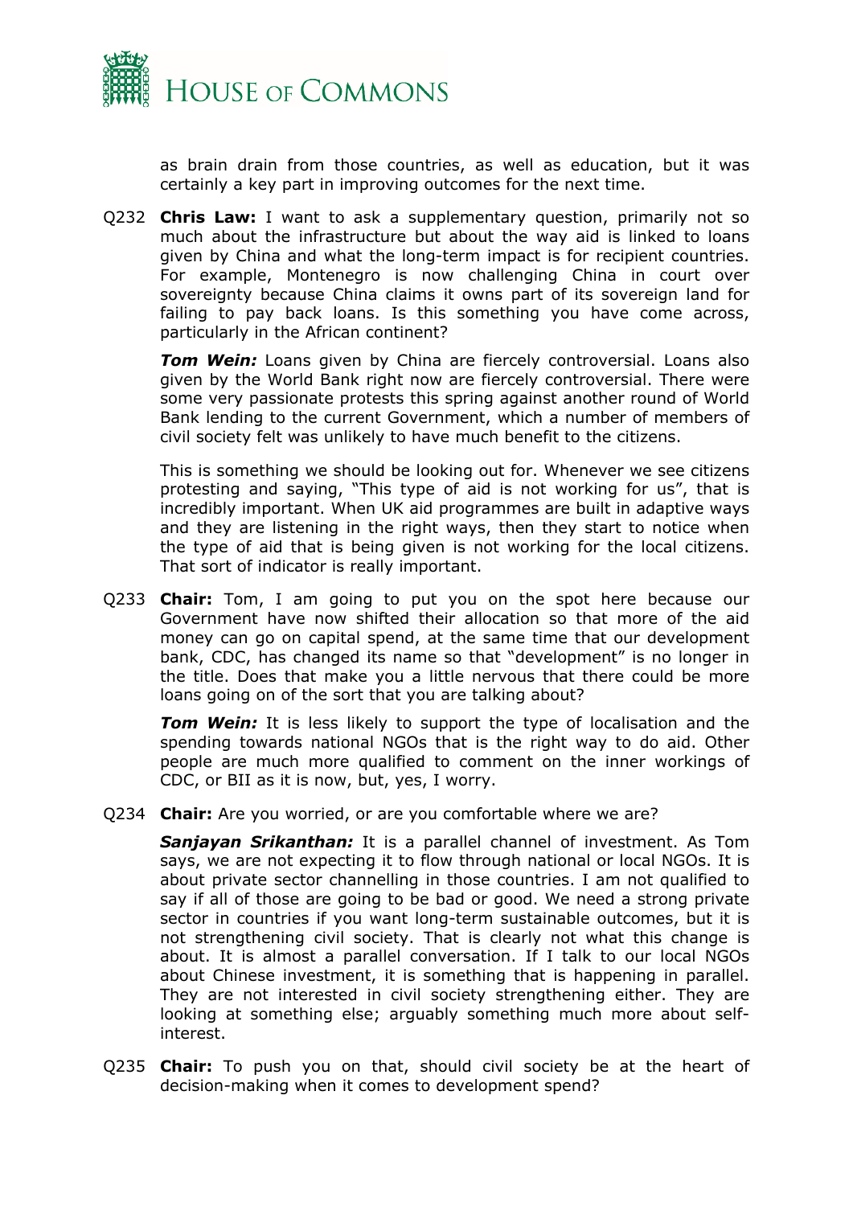as brain drain from those countries, as well as education, but it was certainly a key part in improving outcomes for the next time.

Q232 **Chris Law:** I want to ask a supplementary question, primarily not so much about the infrastructure but about the way aid is linked to loans given by China and what the long-term impact is for recipient countries. For example, Montenegro is now challenging China in court over sovereignty because China claims it owns part of its sovereign land for failing to pay back loans. Is this something you have come across, particularly in the African continent?

***Tom Wein:*** Loans given by China are fiercely controversial. Loans also given by the World Bank right now are fiercely controversial. There were some very passionate protests this spring against another round of World Bank lending to the current Government, which a number of members of civil society felt was unlikely to have much benefit to the citizens.

This is something we should be looking out for. Whenever we see citizens protesting and saying, "This type of aid is not working for us", that is incredibly important. When UK aid programmes are built in adaptive ways and they are listening in the right ways, then they start to notice when the type of aid that is being given is not working for the local citizens. That sort of indicator is really important.

Q233 **Chair:** Tom, I am going to put you on the spot here because our Government have now shifted their allocation so that more of the aid money can go on capital spend, at the same time that our development bank, CDC, has changed its name so that "development" is no longer in the title. Does that make you a little nervous that there could be more loans going on of the sort that you are talking about?

***Tom Wein:*** It is less likely to support the type of localisation and the spending towards national NGOs that is the right way to do aid. Other people are much more qualified to comment on the inner workings of CDC, or BII as it is now, but, yes, I worry.

Q234 **Chair:** Are you worried, or are you comfortable where we are?

***Sanjayan Srikanthan:*** It is a parallel channel of investment. As Tom says, we are not expecting it to flow through national or local NGOs. It is about private sector channelling in those countries. I am not qualified to say if all of those are going to be bad or good. We need a strong private sector in countries if you want long-term sustainable outcomes, but it is not strengthening civil society. That is clearly not what this change is about. It is almost a parallel conversation. If I talk to our local NGOs about Chinese investment, it is something that is happening in parallel. They are not interested in civil society strengthening either. They are looking at something else; arguably something much more about self-interest.

Q235 **Chair:** To push you on that, should civil society be at the heart of decision-making when it comes to development spend?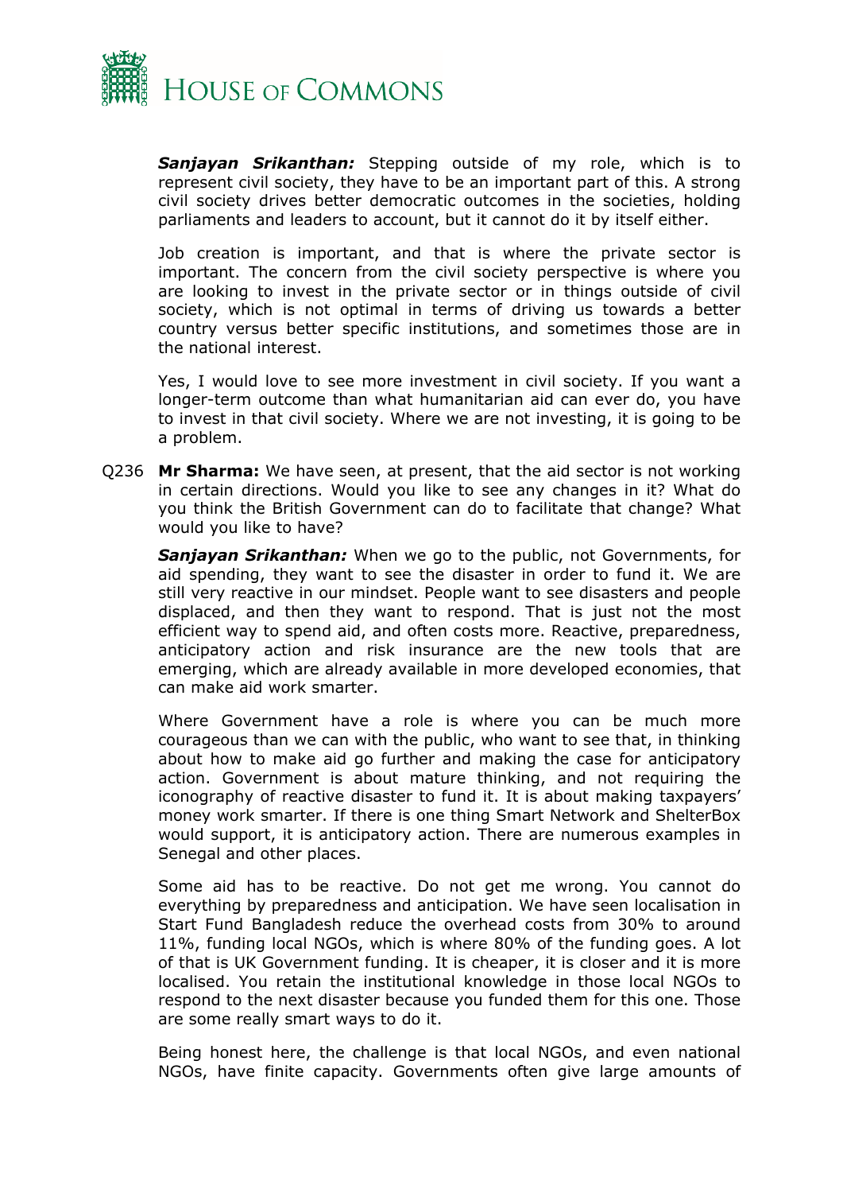***Sanjayan Srikanthan:*** Stepping outside of my role, which is to represent civil society, they have to be an important part of this. A strong civil society drives better democratic outcomes in the societies, holding parliaments and leaders to account, but it cannot do it by itself either.

Job creation is important, and that is where the private sector is important. The concern from the civil society perspective is where you are looking to invest in the private sector or in things outside of civil society, which is not optimal in terms of driving us towards a better country versus better specific institutions, and sometimes those are in the national interest.

Yes, I would love to see more investment in civil society. If you want a longer-term outcome than what humanitarian aid can ever do, you have to invest in that civil society. Where we are not investing, it is going to be a problem.

Q236 **Mr Sharma:** We have seen, at present, that the aid sector is not working in certain directions. Would you like to see any changes in it? What do you think the British Government can do to facilitate that change? What would you like to have?

***Sanjayan Srikanthan:*** When we go to the public, not Governments, for aid spending, they want to see the disaster in order to fund it. We are still very reactive in our mindset. People want to see disasters and people displaced, and then they want to respond. That is just not the most efficient way to spend aid, and often costs more. Reactive, preparedness, anticipatory action and risk insurance are the new tools that are emerging, which are already available in more developed economies, that can make aid work smarter.

Where Government have a role is where you can be much more courageous than we can with the public, who want to see that, in thinking about how to make aid go further and making the case for anticipatory action. Government is about mature thinking, and not requiring the iconography of reactive disaster to fund it. It is about making taxpayers' money work smarter. If there is one thing Smart Network and ShelterBox would support, it is anticipatory action. There are numerous examples in Senegal and other places.

Some aid has to be reactive. Do not get me wrong. You cannot do everything by preparedness and anticipation. We have seen localisation in Start Fund Bangladesh reduce the overhead costs from 30% to around 11%, funding local NGOs, which is where 80% of the funding goes. A lot of that is UK Government funding. It is cheaper, it is closer and it is more localised. You retain the institutional knowledge in those local NGOs to respond to the next disaster because you funded them for this one. Those are some really smart ways to do it.

Being honest here, the challenge is that local NGOs, and even national NGOs, have finite capacity. Governments often give large amounts of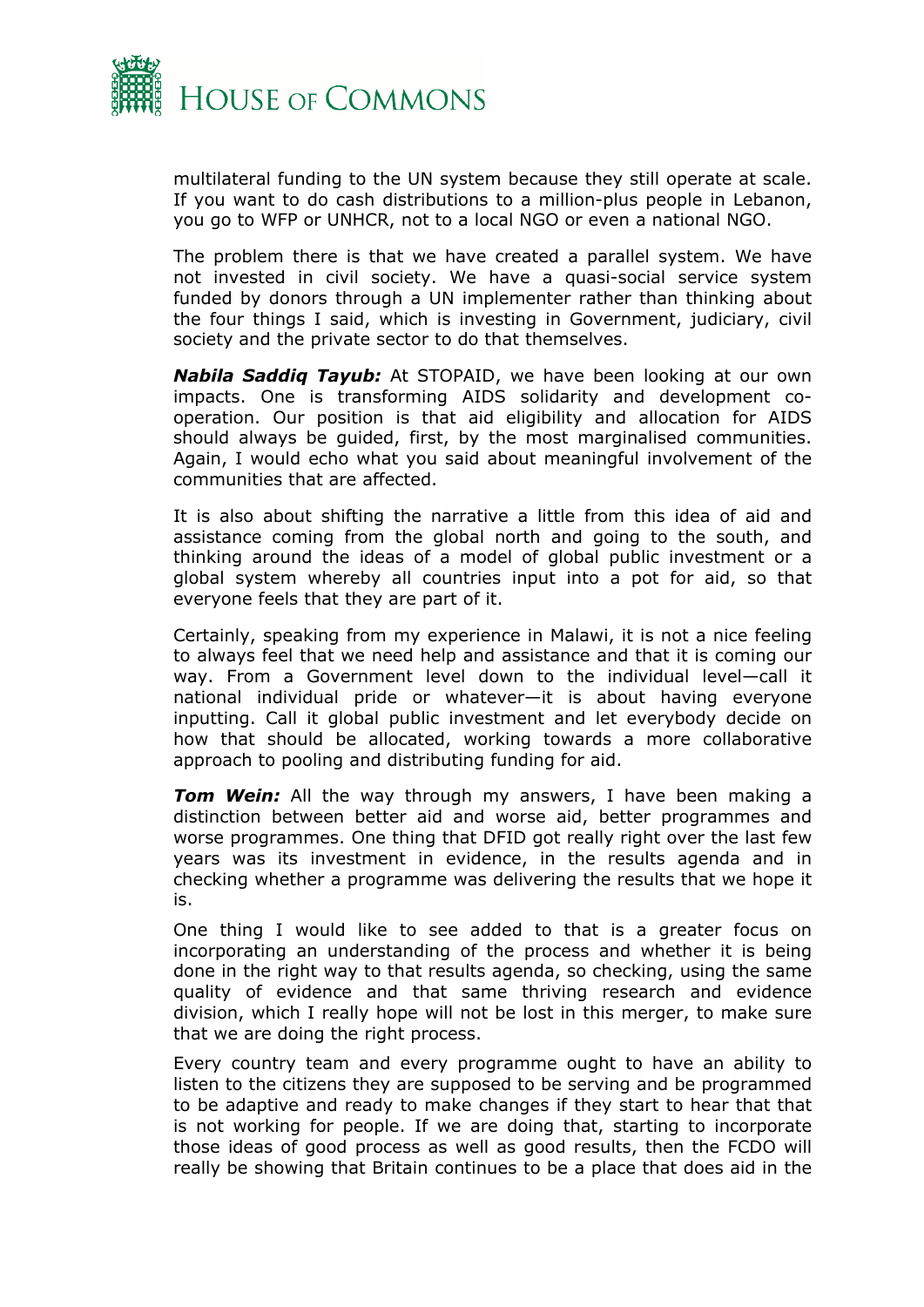multilateral funding to the UN system because they still operate at scale. If you want to do cash distributions to a million-plus people in Lebanon, you go to WFP or UNHCR, not to a local NGO or even a national NGO.

The problem there is that we have created a parallel system. We have not invested in civil society. We have a quasi-social service system funded by donors through a UN implementer rather than thinking about the four things I said, which is investing in Government, judiciary, civil society and the private sector to do that themselves.

***Nabila Saddiq Tayub:*** At STOPAID, we have been looking at our own impacts. One is transforming AIDS solidarity and development co-operation. Our position is that aid eligibility and allocation for AIDS should always be guided, first, by the most marginalised communities. Again, I would echo what you said about meaningful involvement of the communities that are affected.

It is also about shifting the narrative a little from this idea of aid and assistance coming from the global north and going to the south, and thinking around the ideas of a model of global public investment or a global system whereby all countries input into a pot for aid, so that everyone feels that they are part of it.

Certainly, speaking from my experience in Malawi, it is not a nice feeling to always feel that we need help and assistance and that it is coming our way. From a Government level down to the individual level—call it national individual pride or whatever—it is about having everyone inputting. Call it global public investment and let everybody decide on how that should be allocated, working towards a more collaborative approach to pooling and distributing funding for aid.

***Tom Wein:*** All the way through my answers, I have been making a distinction between better aid and worse aid, better programmes and worse programmes. One thing that DFID got really right over the last few years was its investment in evidence, in the results agenda and in checking whether a programme was delivering the results that we hope it is.

One thing I would like to see added to that is a greater focus on incorporating an understanding of the process and whether it is being done in the right way to that results agenda, so checking, using the same quality of evidence and that same thriving research and evidence division, which I really hope will not be lost in this merger, to make sure that we are doing the right process.

Every country team and every programme ought to have an ability to listen to the citizens they are supposed to be serving and be programmed to be adaptive and ready to make changes if they start to hear that that is not working for people. If we are doing that, starting to incorporate those ideas of good process as well as good results, then the FCDO will really be showing that Britain continues to be a place that does aid in the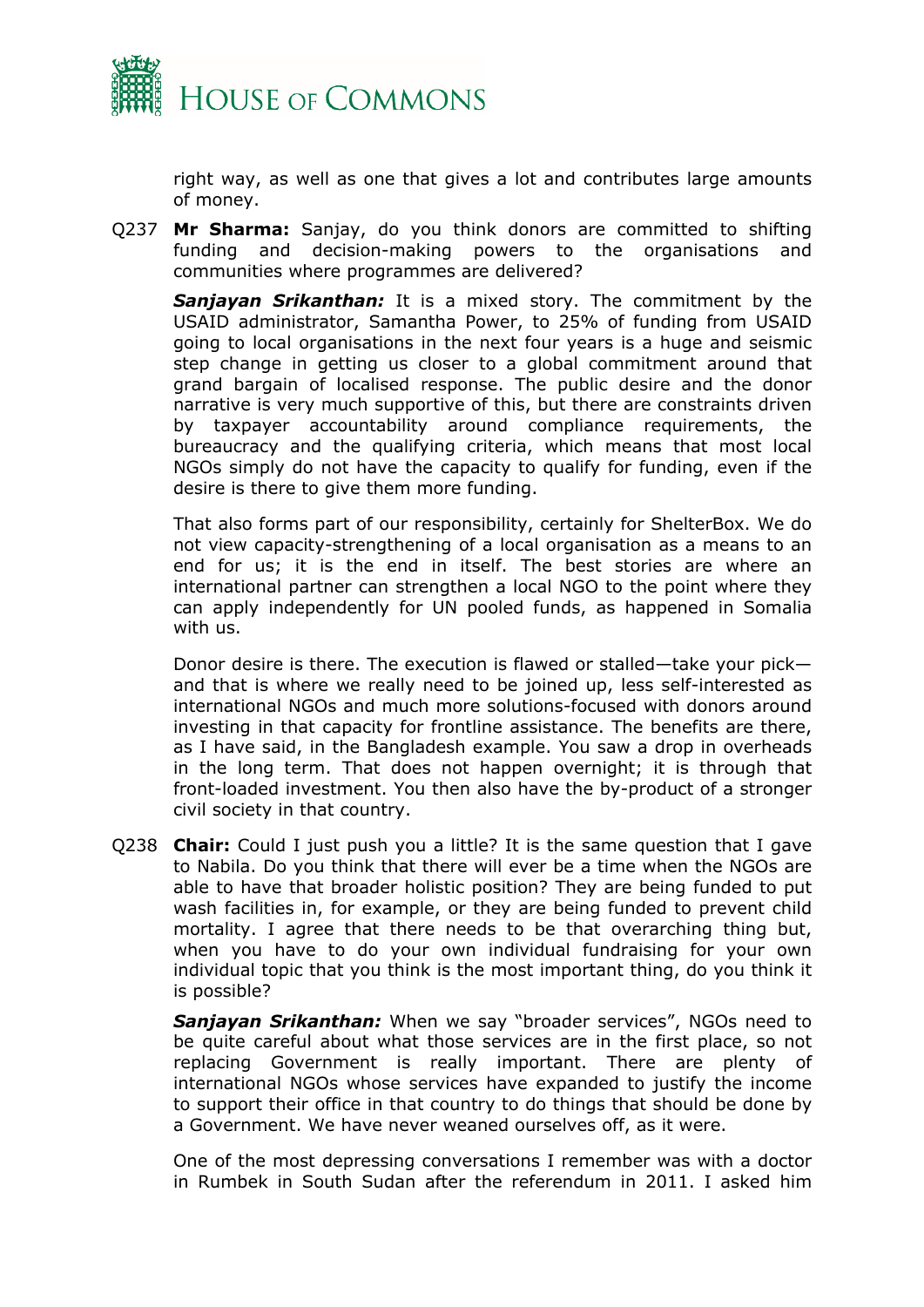right way, as well as one that gives a lot and contributes large amounts of money.

Q237 **Mr Sharma:** Sanjay, do you think donors are committed to shifting funding and decision-making powers to the organisations and communities where programmes are delivered?

***Sanjayan Srikanthan:*** It is a mixed story. The commitment by the USAID administrator, Samantha Power, to 25% of funding from USAID going to local organisations in the next four years is a huge and seismic step change in getting us closer to a global commitment around that grand bargain of localised response. The public desire and the donor narrative is very much supportive of this, but there are constraints driven by taxpayer accountability around compliance requirements, the bureaucracy and the qualifying criteria, which means that most local NGOs simply do not have the capacity to qualify for funding, even if the desire is there to give them more funding.

That also forms part of our responsibility, certainly for ShelterBox. We do not view capacity-strengthening of a local organisation as a means to an end for us; it is the end in itself. The best stories are where an international partner can strengthen a local NGO to the point where they can apply independently for UN pooled funds, as happened in Somalia with us.

Donor desire is there. The execution is flawed or stalled—take your pick—and that is where we really need to be joined up, less self-interested as international NGOs and much more solutions-focused with donors around investing in that capacity for frontline assistance. The benefits are there, as I have said, in the Bangladesh example. You saw a drop in overheads in the long term. That does not happen overnight; it is through that front-loaded investment. You then also have the by-product of a stronger civil society in that country.

Q238 **Chair:** Could I just push you a little? It is the same question that I gave to Nabila. Do you think that there will ever be a time when the NGOs are able to have that broader holistic position? They are being funded to put wash facilities in, for example, or they are being funded to prevent child mortality. I agree that there needs to be that overarching thing but, when you have to do your own individual fundraising for your own individual topic that you think is the most important thing, do you think it is possible?

***Sanjayan Srikanthan:*** When we say "broader services", NGOs need to be quite careful about what those services are in the first place, so not replacing Government is really important. There are plenty of international NGOs whose services have expanded to justify the income to support their office in that country to do things that should be done by a Government. We have never weaned ourselves off, as it were.

One of the most depressing conversations I remember was with a doctor in Rumbek in South Sudan after the referendum in 2011. I asked him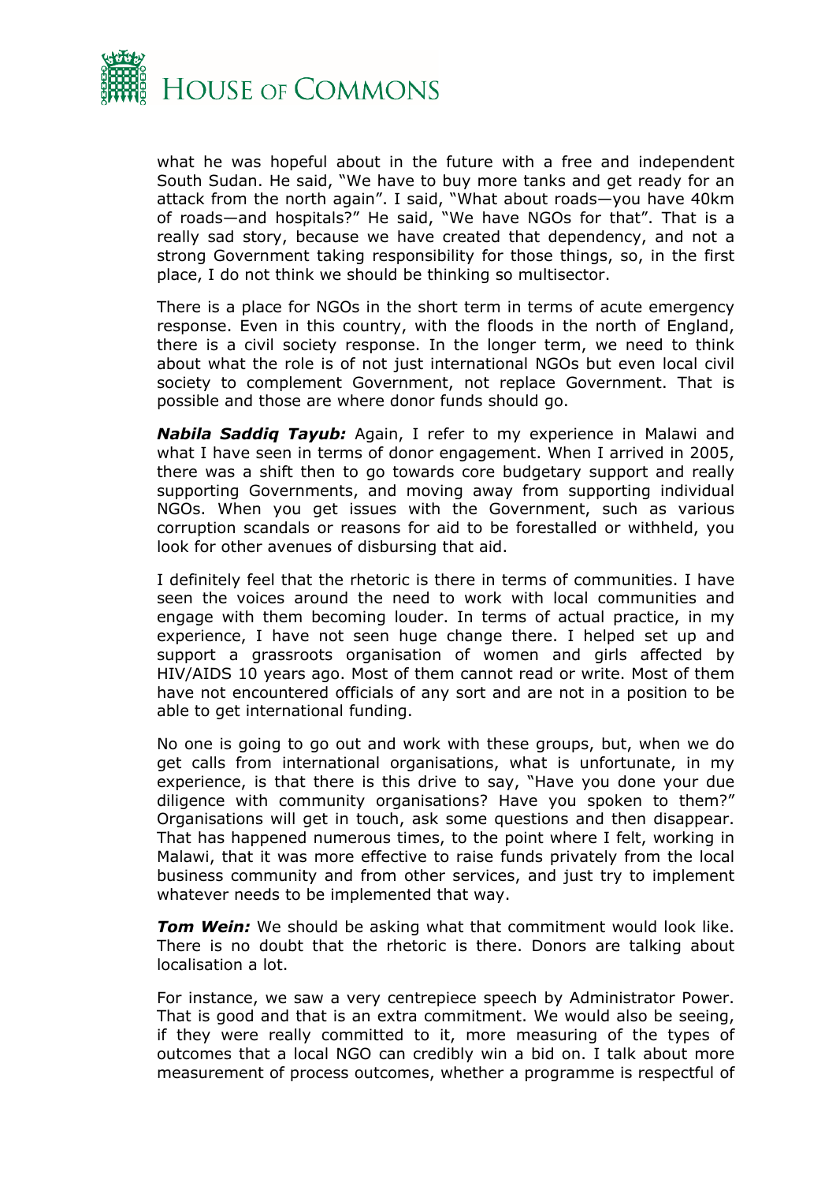what he was hopeful about in the future with a free and independent South Sudan. He said, "We have to buy more tanks and get ready for an attack from the north again". I said, "What about roads—you have 40km of roads—and hospitals?" He said, "We have NGOs for that". That is a really sad story, because we have created that dependency, and not a strong Government taking responsibility for those things, so, in the first place, I do not think we should be thinking so multisector.

There is a place for NGOs in the short term in terms of acute emergency response. Even in this country, with the floods in the north of England, there is a civil society response. In the longer term, we need to think about what the role is of not just international NGOs but even local civil society to complement Government, not replace Government. That is possible and those are where donor funds should go.

***Nabila Saddiq Tayub:*** Again, I refer to my experience in Malawi and what I have seen in terms of donor engagement. When I arrived in 2005, there was a shift then to go towards core budgetary support and really supporting Governments, and moving away from supporting individual NGOs. When you get issues with the Government, such as various corruption scandals or reasons for aid to be forestalled or withheld, you look for other avenues of disbursing that aid.

I definitely feel that the rhetoric is there in terms of communities. I have seen the voices around the need to work with local communities and engage with them becoming louder. In terms of actual practice, in my experience, I have not seen huge change there. I helped set up and support a grassroots organisation of women and girls affected by HIV/AIDS 10 years ago. Most of them cannot read or write. Most of them have not encountered officials of any sort and are not in a position to be able to get international funding.

No one is going to go out and work with these groups, but, when we do get calls from international organisations, what is unfortunate, in my experience, is that there is this drive to say, "Have you done your due diligence with community organisations? Have you spoken to them?" Organisations will get in touch, ask some questions and then disappear. That has happened numerous times, to the point where I felt, working in Malawi, that it was more effective to raise funds privately from the local business community and from other services, and just try to implement whatever needs to be implemented that way.

***Tom Wein:*** We should be asking what that commitment would look like. There is no doubt that the rhetoric is there. Donors are talking about localisation a lot.

For instance, we saw a very centrepiece speech by Administrator Power. That is good and that is an extra commitment. We would also be seeing, if they were really committed to it, more measuring of the types of outcomes that a local NGO can credibly win a bid on. I talk about more measurement of process outcomes, whether a programme is respectful of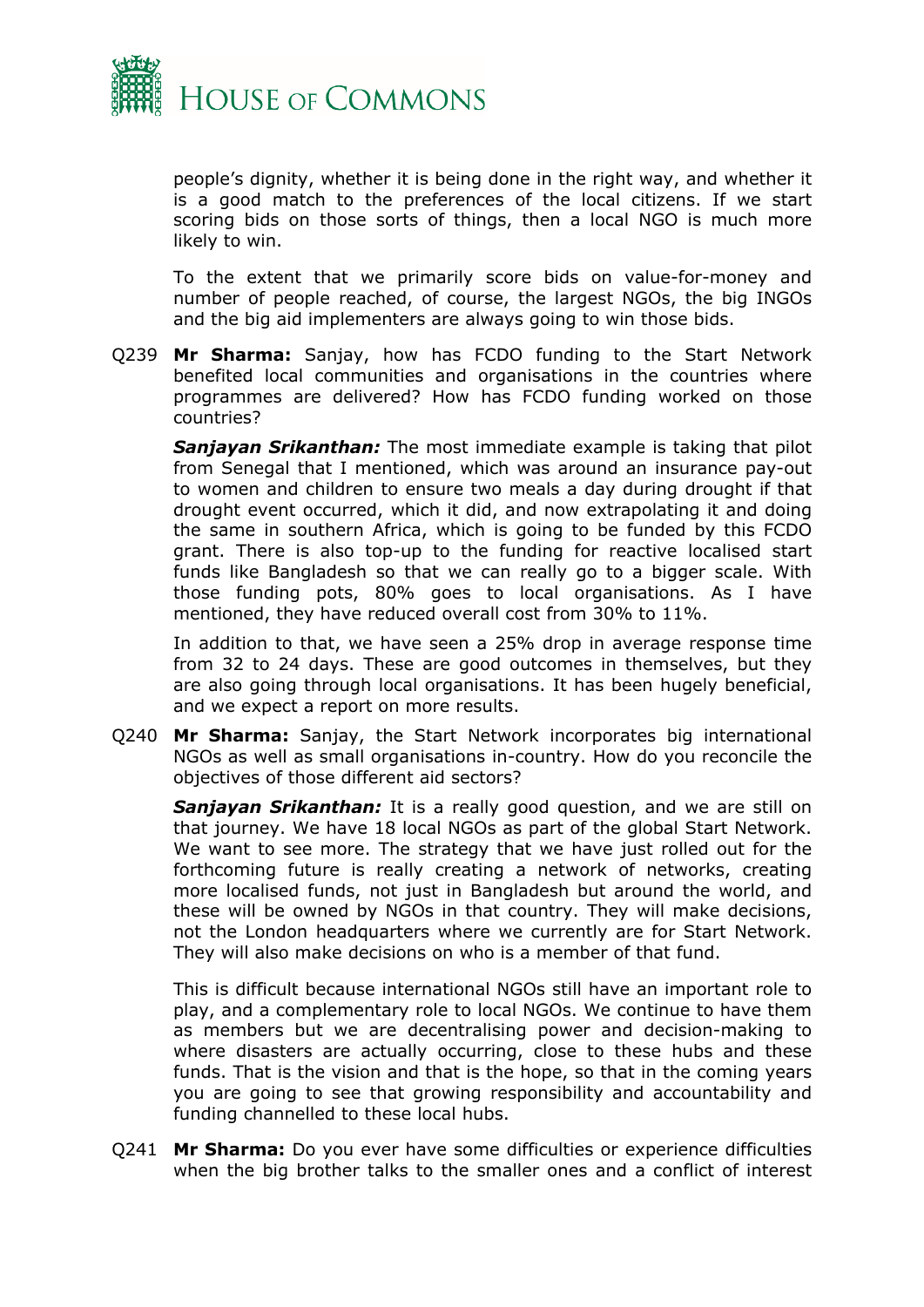people's dignity, whether it is being done in the right way, and whether it is a good match to the preferences of the local citizens. If we start scoring bids on those sorts of things, then a local NGO is much more likely to win.

To the extent that we primarily score bids on value-for-money and number of people reached, of course, the largest NGOs, the big INGOs and the big aid implementers are always going to win those bids.

Q239 **Mr Sharma:** Sanjay, how has FCDO funding to the Start Network benefited local communities and organisations in the countries where programmes are delivered? How has FCDO funding worked on those countries?

***Sanjayan Srikanthan:*** The most immediate example is taking that pilot from Senegal that I mentioned, which was around an insurance pay-out to women and children to ensure two meals a day during drought if that drought event occurred, which it did, and now extrapolating it and doing the same in southern Africa, which is going to be funded by this FCDO grant. There is also top-up to the funding for reactive localised start funds like Bangladesh so that we can really go to a bigger scale. With those funding pots, 80% goes to local organisations. As I have mentioned, they have reduced overall cost from 30% to 11%.

In addition to that, we have seen a 25% drop in average response time from 32 to 24 days. These are good outcomes in themselves, but they are also going through local organisations. It has been hugely beneficial, and we expect a report on more results.

Q240 **Mr Sharma:** Sanjay, the Start Network incorporates big international NGOs as well as small organisations in-country. How do you reconcile the objectives of those different aid sectors?

***Sanjayan Srikanthan:*** It is a really good question, and we are still on that journey. We have 18 local NGOs as part of the global Start Network. We want to see more. The strategy that we have just rolled out for the forthcoming future is really creating a network of networks, creating more localised funds, not just in Bangladesh but around the world, and these will be owned by NGOs in that country. They will make decisions, not the London headquarters where we currently are for Start Network. They will also make decisions on who is a member of that fund.

This is difficult because international NGOs still have an important role to play, and a complementary role to local NGOs. We continue to have them as members but we are decentralising power and decision-making to where disasters are actually occurring, close to these hubs and these funds. That is the vision and that is the hope, so that in the coming years you are going to see that growing responsibility and accountability and funding channelled to these local hubs.

Q241 **Mr Sharma:** Do you ever have some difficulties or experience difficulties when the big brother talks to the smaller ones and a conflict of interest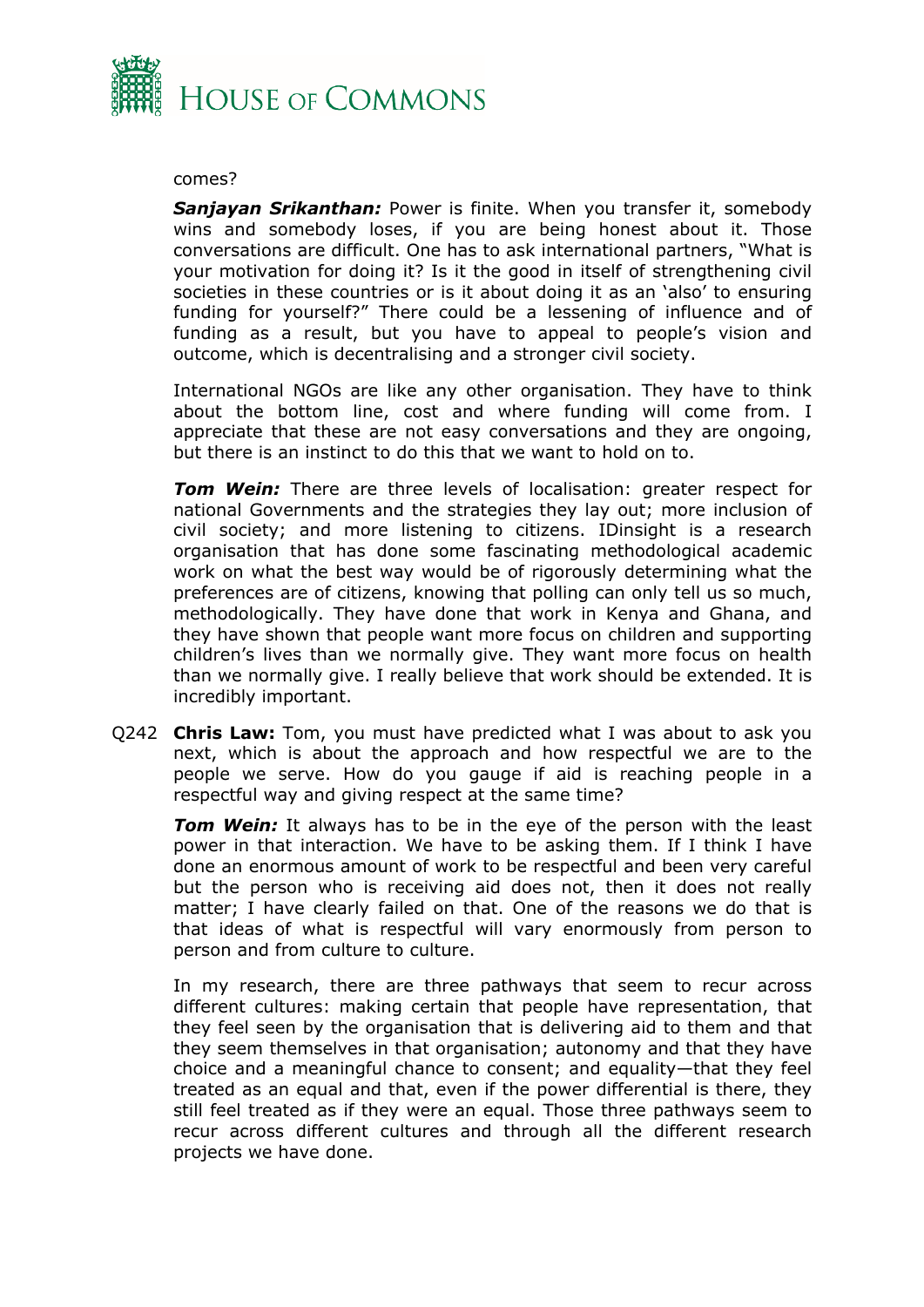comes?

***Sanjayan Srikanthan:*** Power is finite. When you transfer it, somebody wins and somebody loses, if you are being honest about it. Those conversations are difficult. One has to ask international partners, "What is your motivation for doing it? Is it the good in itself of strengthening civil societies in these countries or is it about doing it as an 'also' to ensuring funding for yourself?" There could be a lessening of influence and of funding as a result, but you have to appeal to people's vision and outcome, which is decentralising and a stronger civil society.

International NGOs are like any other organisation. They have to think about the bottom line, cost and where funding will come from. I appreciate that these are not easy conversations and they are ongoing, but there is an instinct to do this that we want to hold on to.

***Tom Wein:*** There are three levels of localisation: greater respect for national Governments and the strategies they lay out; more inclusion of civil society; and more listening to citizens. IDinsight is a research organisation that has done some fascinating methodological academic work on what the best way would be of rigorously determining what the preferences are of citizens, knowing that polling can only tell us so much, methodologically. They have done that work in Kenya and Ghana, and they have shown that people want more focus on children and supporting children's lives than we normally give. They want more focus on health than we normally give. I really believe that work should be extended. It is incredibly important.

Q242 **Chris Law:** Tom, you must have predicted what I was about to ask you next, which is about the approach and how respectful we are to the people we serve. How do you gauge if aid is reaching people in a respectful way and giving respect at the same time?

***Tom Wein:*** It always has to be in the eye of the person with the least power in that interaction. We have to be asking them. If I think I have done an enormous amount of work to be respectful and been very careful but the person who is receiving aid does not, then it does not really matter; I have clearly failed on that. One of the reasons we do that is that ideas of what is respectful will vary enormously from person to person and from culture to culture.

In my research, there are three pathways that seem to recur across different cultures: making certain that people have representation, that they feel seen by the organisation that is delivering aid to them and that they seem themselves in that organisation; autonomy and that they have choice and a meaningful chance to consent; and equality—that they feel treated as an equal and that, even if the power differential is there, they still feel treated as if they were an equal. Those three pathways seem to recur across different cultures and through all the different research projects we have done.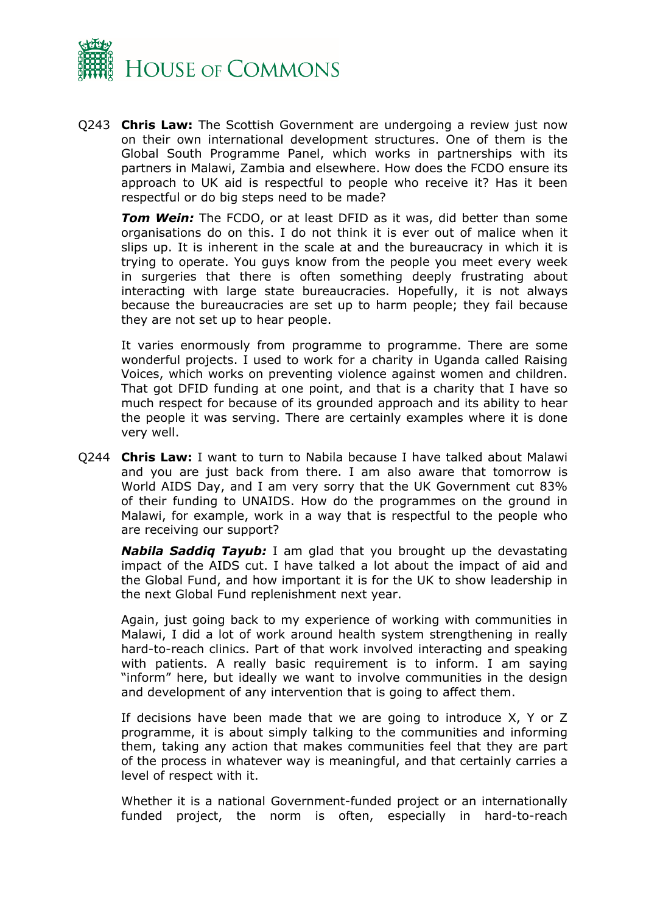Q243 **Chris Law:** The Scottish Government are undergoing a review just now on their own international development structures. One of them is the Global South Programme Panel, which works in partnerships with its partners in Malawi, Zambia and elsewhere. How does the FCDO ensure its approach to UK aid is respectful to people who receive it? Has it been respectful or do big steps need to be made?

***Tom Wein:*** The FCDO, or at least DFID as it was, did better than some organisations do on this. I do not think it is ever out of malice when it slips up. It is inherent in the scale at and the bureaucracy in which it is trying to operate. You guys know from the people you meet every week in surgeries that there is often something deeply frustrating about interacting with large state bureaucracies. Hopefully, it is not always because the bureaucracies are set up to harm people; they fail because they are not set up to hear people.

It varies enormously from programme to programme. There are some wonderful projects. I used to work for a charity in Uganda called Raising Voices, which works on preventing violence against women and children. That got DFID funding at one point, and that is a charity that I have so much respect for because of its grounded approach and its ability to hear the people it was serving. There are certainly examples where it is done very well.

Q244 **Chris Law:** I want to turn to Nabila because I have talked about Malawi and you are just back from there. I am also aware that tomorrow is World AIDS Day, and I am very sorry that the UK Government cut 83% of their funding to UNAIDS. How do the programmes on the ground in Malawi, for example, work in a way that is respectful to the people who are receiving our support?

***Nabila Saddiq Tayub:*** I am glad that you brought up the devastating impact of the AIDS cut. I have talked a lot about the impact of aid and the Global Fund, and how important it is for the UK to show leadership in the next Global Fund replenishment next year.

Again, just going back to my experience of working with communities in Malawi, I did a lot of work around health system strengthening in really hard-to-reach clinics. Part of that work involved interacting and speaking with patients. A really basic requirement is to inform. I am saying "inform" here, but ideally we want to involve communities in the design and development of any intervention that is going to affect them.

If decisions have been made that we are going to introduce X, Y or Z programme, it is about simply talking to the communities and informing them, taking any action that makes communities feel that they are part of the process in whatever way is meaningful, and that certainly carries a level of respect with it.

Whether it is a national Government-funded project or an internationally funded project, the norm is often, especially in hard-to-reach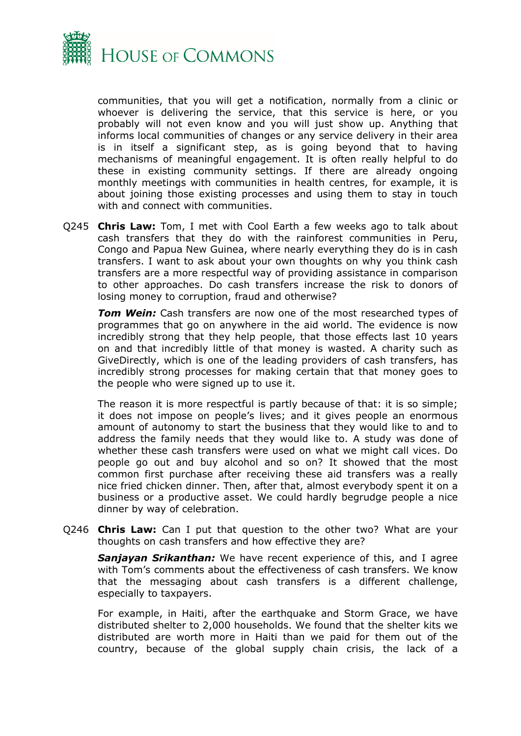communities, that you will get a notification, normally from a clinic or whoever is delivering the service, that this service is here, or you probably will not even know and you will just show up. Anything that informs local communities of changes or any service delivery in their area is in itself a significant step, as is going beyond that to having mechanisms of meaningful engagement. It is often really helpful to do these in existing community settings. If there are already ongoing monthly meetings with communities in health centres, for example, it is about joining those existing processes and using them to stay in touch with and connect with communities.

Q245 **Chris Law:** Tom, I met with Cool Earth a few weeks ago to talk about cash transfers that they do with the rainforest communities in Peru, Congo and Papua New Guinea, where nearly everything they do is in cash transfers. I want to ask about your own thoughts on why you think cash transfers are a more respectful way of providing assistance in comparison to other approaches. Do cash transfers increase the risk to donors of losing money to corruption, fraud and otherwise?

***Tom Wein:*** Cash transfers are now one of the most researched types of programmes that go on anywhere in the aid world. The evidence is now incredibly strong that they help people, that those effects last 10 years on and that incredibly little of that money is wasted. A charity such as GiveDirectly, which is one of the leading providers of cash transfers, has incredibly strong processes for making certain that that money goes to the people who were signed up to use it.

The reason it is more respectful is partly because of that: it is so simple; it does not impose on people's lives; and it gives people an enormous amount of autonomy to start the business that they would like to and to address the family needs that they would like to. A study was done of whether these cash transfers were used on what we might call vices. Do people go out and buy alcohol and so on? It showed that the most common first purchase after receiving these aid transfers was a really nice fried chicken dinner. Then, after that, almost everybody spent it on a business or a productive asset. We could hardly begrudge people a nice dinner by way of celebration.

Q246 **Chris Law:** Can I put that question to the other two? What are your thoughts on cash transfers and how effective they are?

***Sanjayan Srikanthan:*** We have recent experience of this, and I agree with Tom's comments about the effectiveness of cash transfers. We know that the messaging about cash transfers is a different challenge, especially to taxpayers.

For example, in Haiti, after the earthquake and Storm Grace, we have distributed shelter to 2,000 households. We found that the shelter kits we distributed are worth more in Haiti than we paid for them out of the country, because of the global supply chain crisis, the lack of a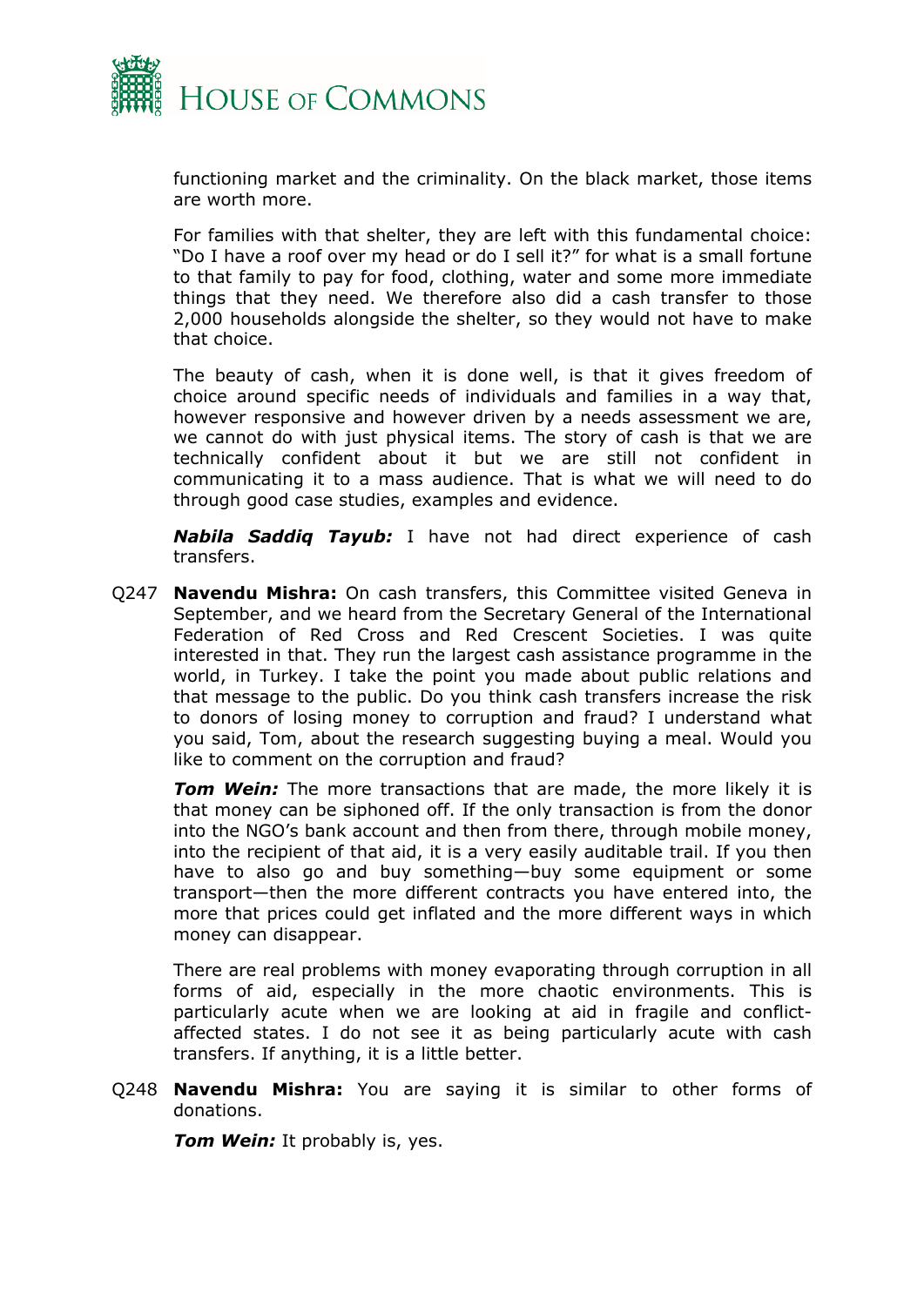functioning market and the criminality. On the black market, those items are worth more.

For families with that shelter, they are left with this fundamental choice: "Do I have a roof over my head or do I sell it?" for what is a small fortune to that family to pay for food, clothing, water and some more immediate things that they need. We therefore also did a cash transfer to those 2,000 households alongside the shelter, so they would not have to make that choice.

The beauty of cash, when it is done well, is that it gives freedom of choice around specific needs of individuals and families in a way that, however responsive and however driven by a needs assessment we are, we cannot do with just physical items. The story of cash is that we are technically confident about it but we are still not confident in communicating it to a mass audience. That is what we will need to do through good case studies, examples and evidence.

***Nabila Saddiq Tayub:*** I have not had direct experience of cash transfers.

Q247 **Navendu Mishra:** On cash transfers, this Committee visited Geneva in September, and we heard from the Secretary General of the International Federation of Red Cross and Red Crescent Societies. I was quite interested in that. They run the largest cash assistance programme in the world, in Turkey. I take the point you made about public relations and that message to the public. Do you think cash transfers increase the risk to donors of losing money to corruption and fraud? I understand what you said, Tom, about the research suggesting buying a meal. Would you like to comment on the corruption and fraud?

***Tom Wein:*** The more transactions that are made, the more likely it is that money can be siphoned off. If the only transaction is from the donor into the NGO's bank account and then from there, through mobile money, into the recipient of that aid, it is a very easily auditable trail. If you then have to also go and buy something—buy some equipment or some transport—then the more different contracts you have entered into, the more that prices could get inflated and the more different ways in which money can disappear.

There are real problems with money evaporating through corruption in all forms of aid, especially in the more chaotic environments. This is particularly acute when we are looking at aid in fragile and conflict-affected states. I do not see it as being particularly acute with cash transfers. If anything, it is a little better.

Q248 **Navendu Mishra:** You are saying it is similar to other forms of donations.

***Tom Wein:*** It probably is, yes.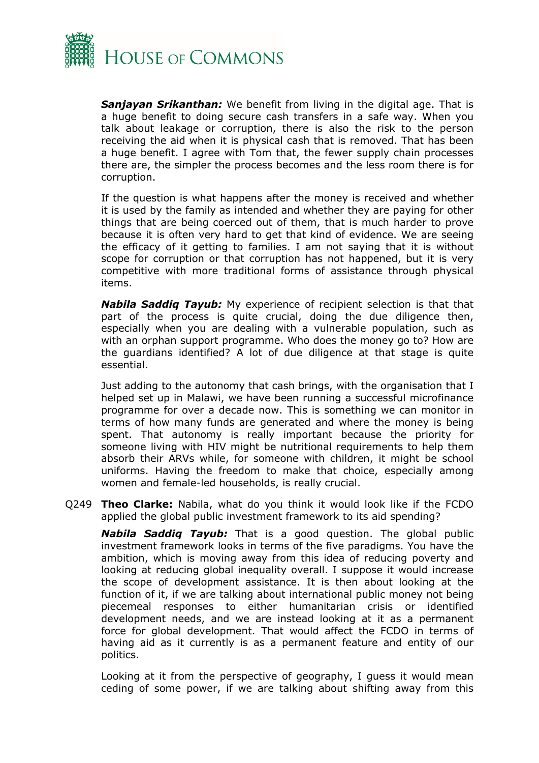***Sanjayan Srikanthan:*** We benefit from living in the digital age. That is a huge benefit to doing secure cash transfers in a safe way. When you talk about leakage or corruption, there is also the risk to the person receiving the aid when it is physical cash that is removed. That has been a huge benefit. I agree with Tom that, the fewer supply chain processes there are, the simpler the process becomes and the less room there is for corruption.

If the question is what happens after the money is received and whether it is used by the family as intended and whether they are paying for other things that are being coerced out of them, that is much harder to prove because it is often very hard to get that kind of evidence. We are seeing the efficacy of it getting to families. I am not saying that it is without scope for corruption or that corruption has not happened, but it is very competitive with more traditional forms of assistance through physical items.

***Nabila Saddiq Tayub:*** My experience of recipient selection is that that part of the process is quite crucial, doing the due diligence then, especially when you are dealing with a vulnerable population, such as with an orphan support programme. Who does the money go to? How are the guardians identified? A lot of due diligence at that stage is quite essential.

Just adding to the autonomy that cash brings, with the organisation that I helped set up in Malawi, we have been running a successful microfinance programme for over a decade now. This is something we can monitor in terms of how many funds are generated and where the money is being spent. That autonomy is really important because the priority for someone living with HIV might be nutritional requirements to help them absorb their ARVs while, for someone with children, it might be school uniforms. Having the freedom to make that choice, especially among women and female-led households, is really crucial.

Q249 **Theo Clarke:** Nabila, what do you think it would look like if the FCDO applied the global public investment framework to its aid spending?

***Nabila Saddiq Tayub:*** That is a good question. The global public investment framework looks in terms of the five paradigms. You have the ambition, which is moving away from this idea of reducing poverty and looking at reducing global inequality overall. I suppose it would increase the scope of development assistance. It is then about looking at the function of it, if we are talking about international public money not being piecemeal responses to either humanitarian crisis or identified development needs, and we are instead looking at it as a permanent force for global development. That would affect the FCDO in terms of having aid as it currently is as a permanent feature and entity of our politics.

Looking at it from the perspective of geography, I guess it would mean ceding of some power, if we are talking about shifting away from this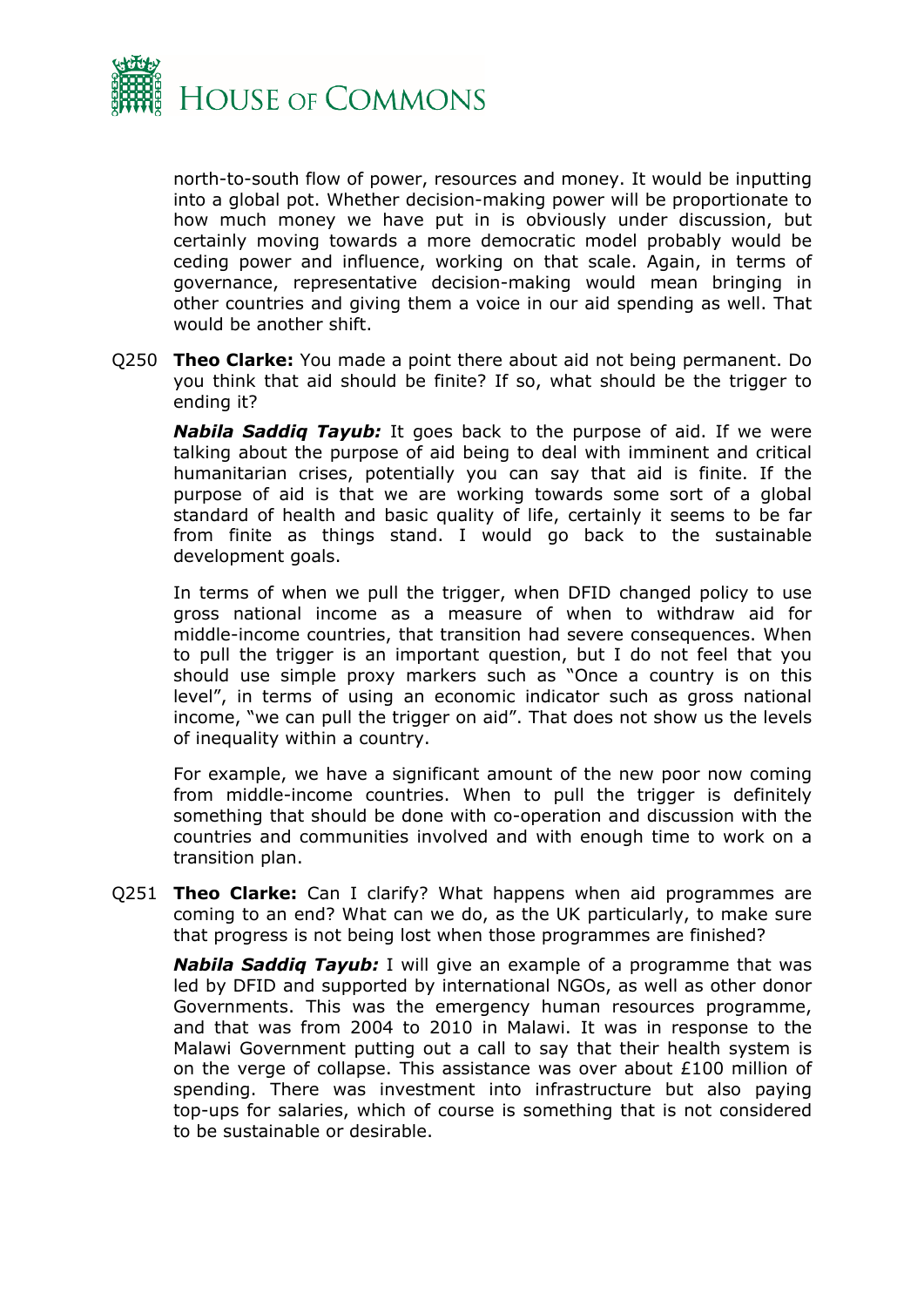north-to-south flow of power, resources and money. It would be inputting into a global pot. Whether decision-making power will be proportionate to how much money we have put in is obviously under discussion, but certainly moving towards a more democratic model probably would be ceding power and influence, working on that scale. Again, in terms of governance, representative decision-making would mean bringing in other countries and giving them a voice in our aid spending as well. That would be another shift.

Q250 **Theo Clarke:** You made a point there about aid not being permanent. Do you think that aid should be finite? If so, what should be the trigger to ending it?

***Nabila Saddiq Tayub:*** It goes back to the purpose of aid. If we were talking about the purpose of aid being to deal with imminent and critical humanitarian crises, potentially you can say that aid is finite. If the purpose of aid is that we are working towards some sort of a global standard of health and basic quality of life, certainly it seems to be far from finite as things stand. I would go back to the sustainable development goals.

In terms of when we pull the trigger, when DFID changed policy to use gross national income as a measure of when to withdraw aid for middle-income countries, that transition had severe consequences. When to pull the trigger is an important question, but I do not feel that you should use simple proxy markers such as "Once a country is on this level", in terms of using an economic indicator such as gross national income, "we can pull the trigger on aid". That does not show us the levels of inequality within a country.

For example, we have a significant amount of the new poor now coming from middle-income countries. When to pull the trigger is definitely something that should be done with co-operation and discussion with the countries and communities involved and with enough time to work on a transition plan.

Q251 **Theo Clarke:** Can I clarify? What happens when aid programmes are coming to an end? What can we do, as the UK particularly, to make sure that progress is not being lost when those programmes are finished?

***Nabila Saddiq Tayub:*** I will give an example of a programme that was led by DFID and supported by international NGOs, as well as other donor Governments. This was the emergency human resources programme, and that was from 2004 to 2010 in Malawi. It was in response to the Malawi Government putting out a call to say that their health system is on the verge of collapse. This assistance was over about £100 million of spending. There was investment into infrastructure but also paying top-ups for salaries, which of course is something that is not considered to be sustainable or desirable.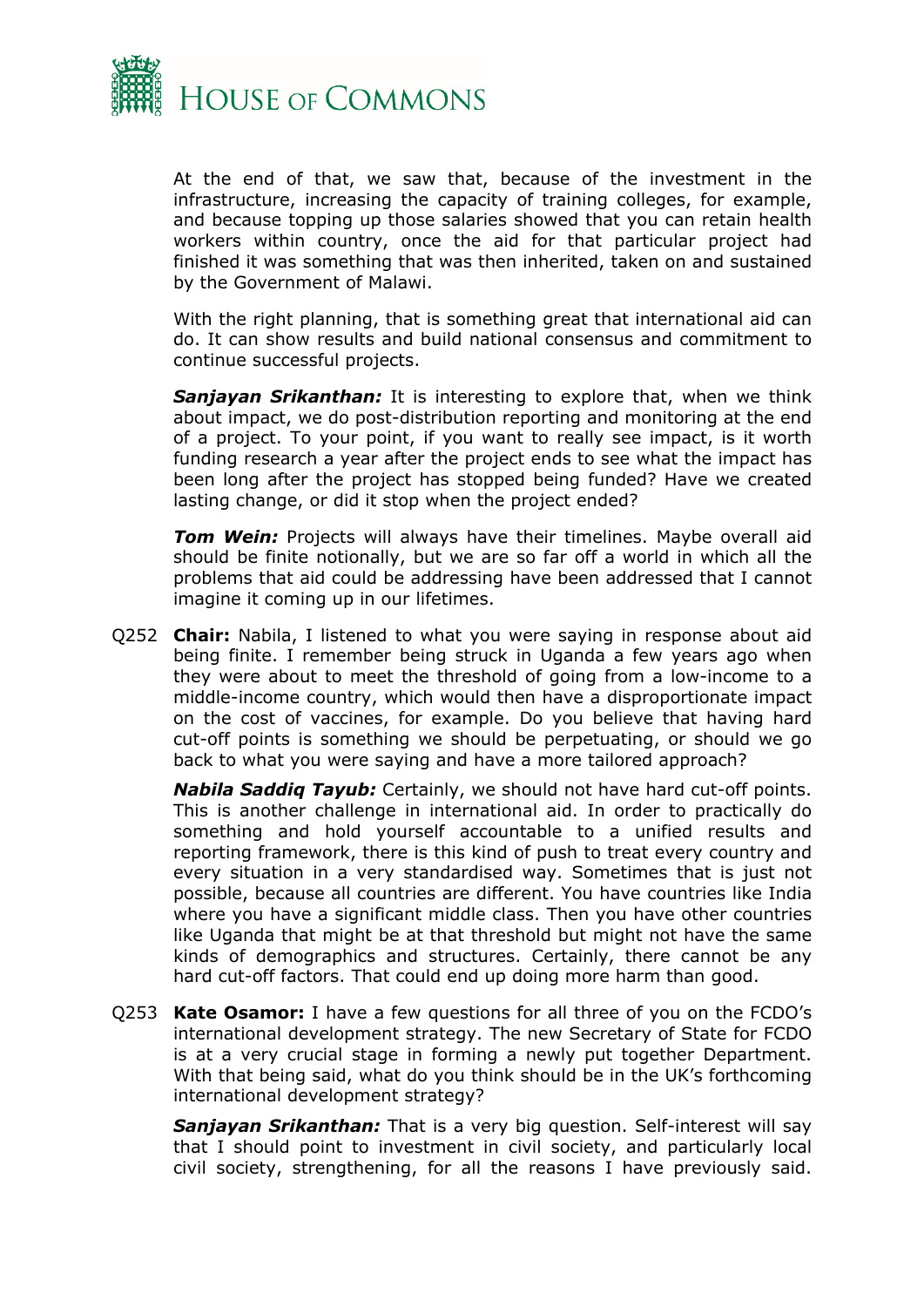At the end of that, we saw that, because of the investment in the infrastructure, increasing the capacity of training colleges, for example, and because topping up those salaries showed that you can retain health workers within country, once the aid for that particular project had finished it was something that was then inherited, taken on and sustained by the Government of Malawi.

With the right planning, that is something great that international aid can do. It can show results and build national consensus and commitment to continue successful projects.

***Sanjayan Srikanthan:*** It is interesting to explore that, when we think about impact, we do post-distribution reporting and monitoring at the end of a project. To your point, if you want to really see impact, is it worth funding research a year after the project ends to see what the impact has been long after the project has stopped being funded? Have we created lasting change, or did it stop when the project ended?

***Tom Wein:*** Projects will always have their timelines. Maybe overall aid should be finite notionally, but we are so far off a world in which all the problems that aid could be addressing have been addressed that I cannot imagine it coming up in our lifetimes.

Q252 **Chair:** Nabila, I listened to what you were saying in response about aid being finite. I remember being struck in Uganda a few years ago when they were about to meet the threshold of going from a low-income to a middle-income country, which would then have a disproportionate impact on the cost of vaccines, for example. Do you believe that having hard cut-off points is something we should be perpetuating, or should we go back to what you were saying and have a more tailored approach?

***Nabila Saddiq Tayub:*** Certainly, we should not have hard cut-off points. This is another challenge in international aid. In order to practically do something and hold yourself accountable to a unified results and reporting framework, there is this kind of push to treat every country and every situation in a very standardised way. Sometimes that is just not possible, because all countries are different. You have countries like India where you have a significant middle class. Then you have other countries like Uganda that might be at that threshold but might not have the same kinds of demographics and structures. Certainly, there cannot be any hard cut-off factors. That could end up doing more harm than good.

Q253 **Kate Osamor:** I have a few questions for all three of you on the FCDO's international development strategy. The new Secretary of State for FCDO is at a very crucial stage in forming a newly put together Department. With that being said, what do you think should be in the UK's forthcoming international development strategy?

***Sanjayan Srikanthan:*** That is a very big question. Self-interest will say that I should point to investment in civil society, and particularly local civil society, strengthening, for all the reasons I have previously said.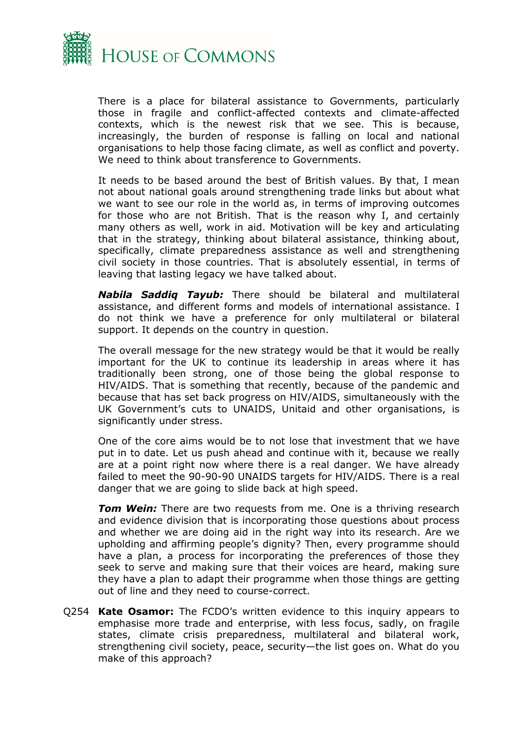There is a place for bilateral assistance to Governments, particularly those in fragile and conflict-affected contexts and climate-affected contexts, which is the newest risk that we see. This is because, increasingly, the burden of response is falling on local and national organisations to help those facing climate, as well as conflict and poverty. We need to think about transference to Governments.

It needs to be based around the best of British values. By that, I mean not about national goals around strengthening trade links but about what we want to see our role in the world as, in terms of improving outcomes for those who are not British. That is the reason why I, and certainly many others as well, work in aid. Motivation will be key and articulating that in the strategy, thinking about bilateral assistance, thinking about, specifically, climate preparedness assistance as well and strengthening civil society in those countries. That is absolutely essential, in terms of leaving that lasting legacy we have talked about.

***Nabila Saddiq Tayub:*** There should be bilateral and multilateral assistance, and different forms and models of international assistance. I do not think we have a preference for only multilateral or bilateral support. It depends on the country in question.

The overall message for the new strategy would be that it would be really important for the UK to continue its leadership in areas where it has traditionally been strong, one of those being the global response to HIV/AIDS. That is something that recently, because of the pandemic and because that has set back progress on HIV/AIDS, simultaneously with the UK Government's cuts to UNAIDS, Unitaid and other organisations, is significantly under stress.

One of the core aims would be to not lose that investment that we have put in to date. Let us push ahead and continue with it, because we really are at a point right now where there is a real danger. We have already failed to meet the 90-90-90 UNAIDS targets for HIV/AIDS. There is a real danger that we are going to slide back at high speed.

***Tom Wein:*** There are two requests from me. One is a thriving research and evidence division that is incorporating those questions about process and whether we are doing aid in the right way into its research. Are we upholding and affirming people's dignity? Then, every programme should have a plan, a process for incorporating the preferences of those they seek to serve and making sure that their voices are heard, making sure they have a plan to adapt their programme when those things are getting out of line and they need to course-correct.

Q254 **Kate Osamor:** The FCDO's written evidence to this inquiry appears to emphasise more trade and enterprise, with less focus, sadly, on fragile states, climate crisis preparedness, multilateral and bilateral work, strengthening civil society, peace, security—the list goes on. What do you make of this approach?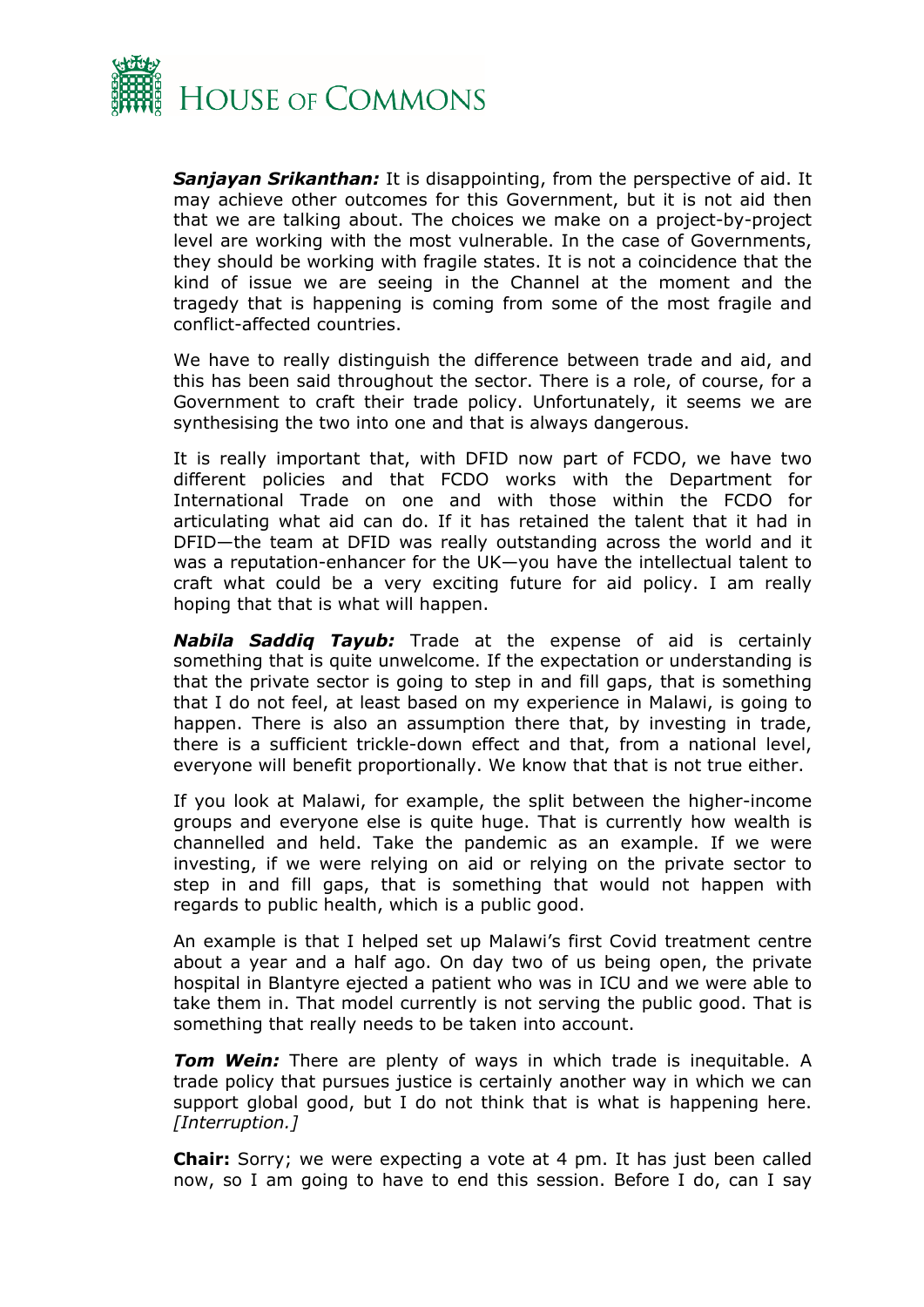***Sanjayan Srikanthan:*** It is disappointing, from the perspective of aid. It may achieve other outcomes for this Government, but it is not aid then that we are talking about. The choices we make on a project-by-project level are working with the most vulnerable. In the case of Governments, they should be working with fragile states. It is not a coincidence that the kind of issue we are seeing in the Channel at the moment and the tragedy that is happening is coming from some of the most fragile and conflict-affected countries.

We have to really distinguish the difference between trade and aid, and this has been said throughout the sector. There is a role, of course, for a Government to craft their trade policy. Unfortunately, it seems we are synthesising the two into one and that is always dangerous.

It is really important that, with DFID now part of FCDO, we have two different policies and that FCDO works with the Department for International Trade on one and with those within the FCDO for articulating what aid can do. If it has retained the talent that it had in DFID—the team at DFID was really outstanding across the world and it was a reputation-enhancer for the UK—you have the intellectual talent to craft what could be a very exciting future for aid policy. I am really hoping that that is what will happen.

***Nabila Saddiq Tayub:*** Trade at the expense of aid is certainly something that is quite unwelcome. If the expectation or understanding is that the private sector is going to step in and fill gaps, that is something that I do not feel, at least based on my experience in Malawi, is going to happen. There is also an assumption there that, by investing in trade, there is a sufficient trickle-down effect and that, from a national level, everyone will benefit proportionally. We know that that is not true either.

If you look at Malawi, for example, the split between the higher-income groups and everyone else is quite huge. That is currently how wealth is channelled and held. Take the pandemic as an example. If we were investing, if we were relying on aid or relying on the private sector to step in and fill gaps, that is something that would not happen with regards to public health, which is a public good.

An example is that I helped set up Malawi's first Covid treatment centre about a year and a half ago. On day two of us being open, the private hospital in Blantyre ejected a patient who was in ICU and we were able to take them in. That model currently is not serving the public good. That is something that really needs to be taken into account.

***Tom Wein:*** There are plenty of ways in which trade is inequitable. A trade policy that pursues justice is certainly another way in which we can support global good, but I do not think that is what is happening here. *[Interruption.]*

**Chair:** Sorry; we were expecting a vote at 4 pm. It has just been called now, so I am going to have to end this session. Before I do, can I say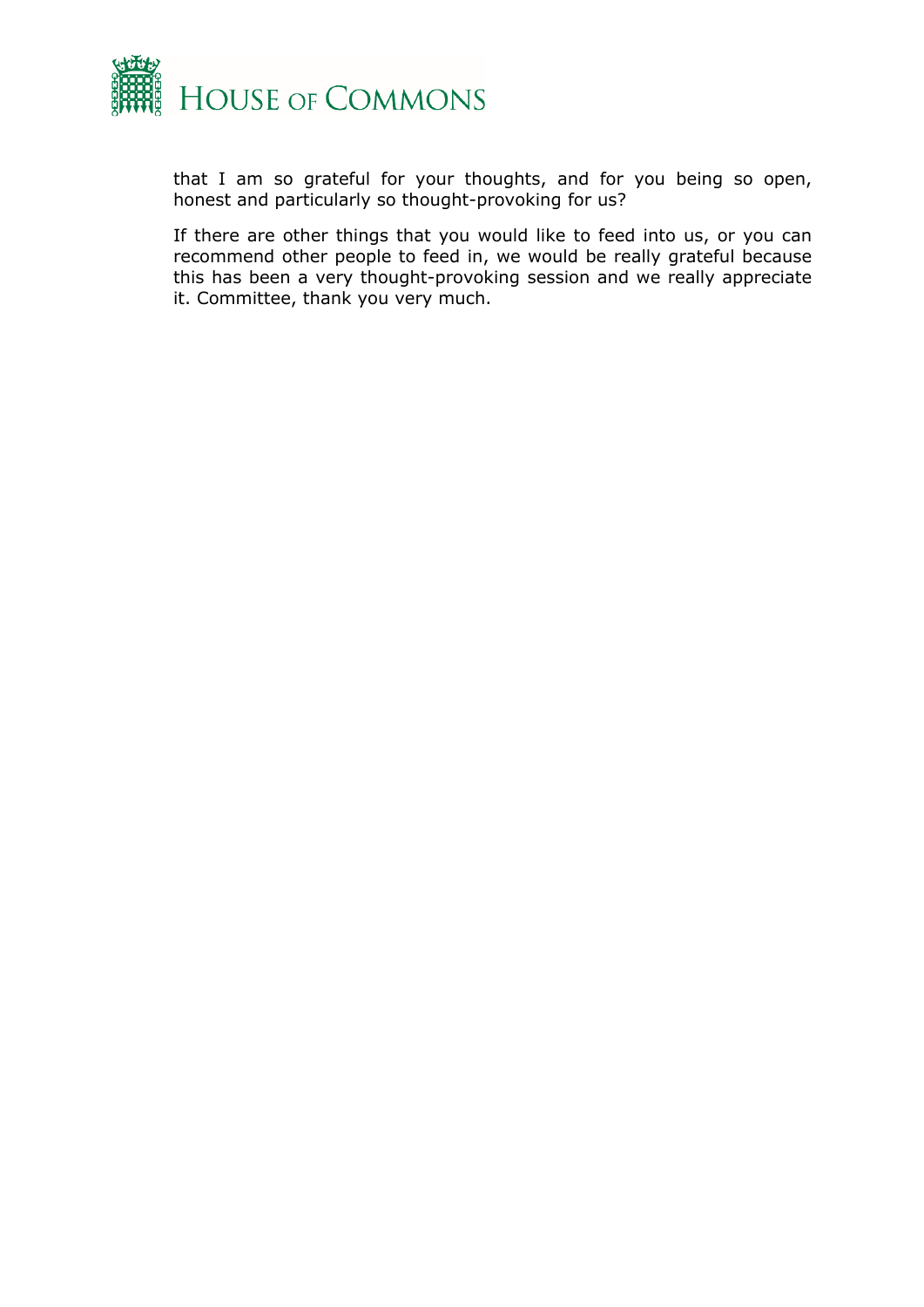that I am so grateful for your thoughts, and for you being so open, honest and particularly so thought-provoking for us?

If there are other things that you would like to feed into us, or you can recommend other people to feed in, we would be really grateful because this has been a very thought-provoking session and we really appreciate it. Committee, thank you very much.